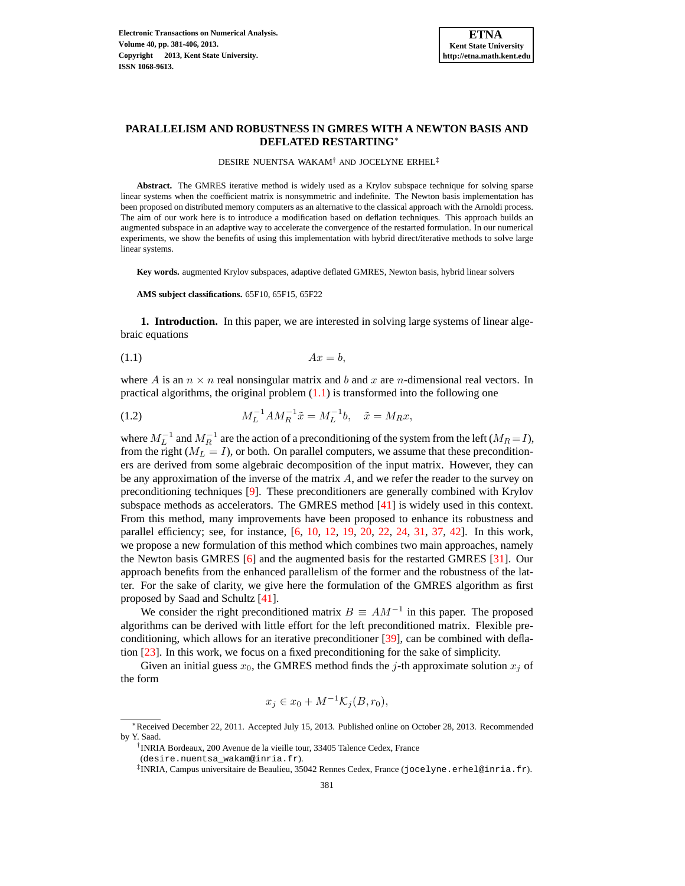# PARALLELISM AND ROBUSTNESS IN GMRES WITH A NEWTON BASIS AND DEFLATED RESTARTING*

DESIRE NUENTSA WAKAM[†] AND JOCELYNE ERHEL[‡]

**Abstract.** The GMRES iterative method is widely used as a Krylov subspace technique for solving sparse linear systems when the coefficient matrix is nonsymmetric and indefinite. The Newton basis implementation has been proposed on distributed memory computers as an alternative to the classical approach with the Arnoldi process. The aim of our work here is to introduce a modification based on deflation techniques. This approach builds an augmented subspace in an adaptive way to accelerate the convergence of the restarted formulation. In our numerical experiments, we show the benefits of using this implementation with hybrid direct/iterative methods to solve large linear systems.

**Key words.** augmented Krylov subspaces, adaptive deflated GMRES, Newton basis, hybrid linear solvers

**AMS subject classifications.** 65F10, 65F15, 65F22

**1. Introduction.** In this paper, we are interested in solving large systems of linear algebraic equations

$$Ax = b, \tag{1.1}$$

where $A$ is an $n \times n$ real nonsingular matrix and $b$ and $x$ are $n$-dimensional real vectors. In practical algorithms, the original problem (1.1) is transformed into the following one

$$M_L^{-1} A M_R^{-1} \tilde{x} = M_L^{-1} b, \quad \tilde{x} = M_R x, \tag{1.2}$$

where $M_L^{-1}$ and $M_R^{-1}$ are the action of a preconditioning of the system from the left ($M_R = I$), from the right ($M_L = I$), or both. On parallel computers, we assume that these preconditioners are derived from some algebraic decomposition of the input matrix. However, they can be any approximation of the inverse of the matrix $A$, and we refer the reader to the survey on preconditioning techniques [9]. These preconditioners are generally combined with Krylov subspace methods as accelerators. The GMRES method [41] is widely used in this context. From this method, many improvements have been proposed to enhance its robustness and parallel efficiency; see, for instance, [6, 10, 12, 19, 20, 22, 24, 31, 37, 42]. In this work, we propose a new formulation of this method which combines two main approaches, namely the Newton basis GMRES [6] and the augmented basis for the restarted GMRES [31]. Our approach benefits from the enhanced parallelism of the former and the robustness of the latter. For the sake of clarity, we give here the formulation of the GMRES algorithm as first proposed by Saad and Schultz [41].

We consider the right preconditioned matrix $B \equiv AM^{-1}$ in this paper. The proposed algorithms can be derived with little effort for the left preconditioned matrix. Flexible preconditioning, which allows for an iterative preconditioner [39], can be combined with deflation [23]. In this work, we focus on a fixed preconditioning for the sake of simplicity.

Given an initial guess $x_0$, the GMRES method finds the $j$-th approximate solution $x_j$ of the form

$$x_j \in x_0 + M^{-1}\mathcal{K}_j(B, r_0),$$

---

*Received December 22, 2011. Accepted July 15, 2013. Published online on October 28, 2013. Recommended by Y. Saad.

[†]INRIA Bordeaux, 200 Avenue de la vieille tour, 33405 Talence Cedex, France (desire.nuentsa_wakam@inria.fr).

[‡]INRIA, Campus universitaire de Beaulieu, 35042 Rennes Cedex, France (jocelyne.erhel@inria.fr).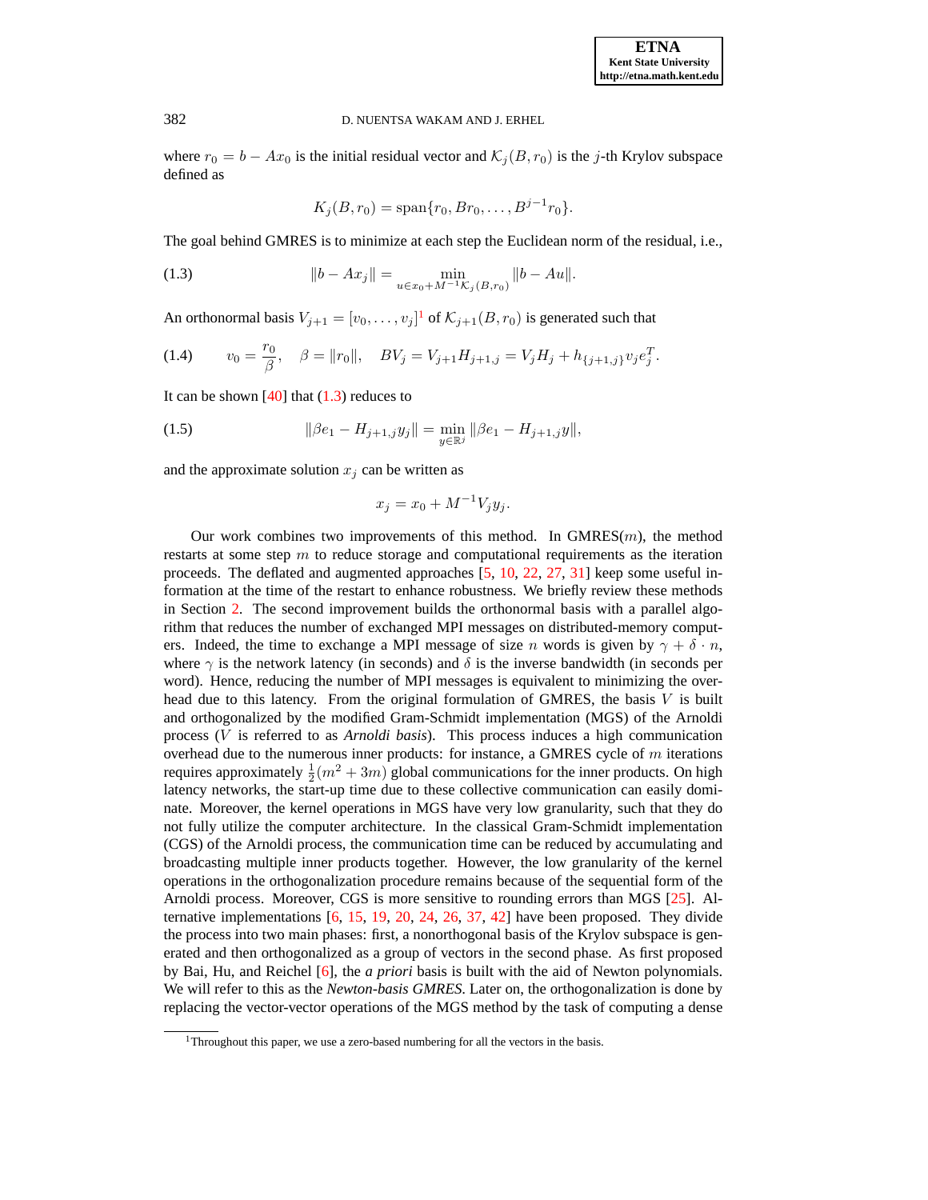where $r_0 = b - Ax_0$ is the initial residual vector and $\mathcal{K}_j(B, r_0)$ is the $j$-th Krylov subspace defined as

$$K_j(B, r_0) = \text{span}\{r_0, Br_0, \ldots, B^{j-1}r_0\}.$$

The goal behind GMRES is to minimize at each step the Euclidean norm of the residual, i.e.,

$$\|b - Ax_j\| = \min_{u \in x_0 + M^{-1}\mathcal{K}_j(B,r_0)} \|b - Au\|. \tag{1.3}$$

An orthonormal basis $V_{j+1} = [v_0, \ldots, v_j]$[1] of $\mathcal{K}_{j+1}(B, r_0)$ is generated such that

$$v_0 = \frac{r_0}{\beta}, \quad \beta = \|r_0\|, \quad BV_j = V_{j+1}H_{j+1,j} = V_j H_j + h_{\{j+1,j\}} v_j e_j^T. \tag{1.4}$$

It can be shown [40] that (1.3) reduces to

$$\|\beta e_1 - H_{j+1,j}y_j\| = \min_{y \in \mathbb{R}^j} \|\beta e_1 - H_{j+1,j}y\|, \tag{1.5}$$

and the approximate solution $x_j$ can be written as

$$x_j = x_0 + M^{-1}V_j y_j.$$

Our work combines two improvements of this method. In GMRES($m$), the method restarts at some step $m$ to reduce storage and computational requirements as the iteration proceeds. The deflated and augmented approaches [5, 10, 22, 27, 31] keep some useful information at the time of the restart to enhance robustness. We briefly review these methods in Section 2. The second improvement builds the orthonormal basis with a parallel algorithm that reduces the number of exchanged MPI messages on distributed-memory computers. Indeed, the time to exchange a MPI message of size $n$ words is given by $\gamma + \delta \cdot n$, where $\gamma$ is the network latency (in seconds) and $\delta$ is the inverse bandwidth (in seconds per word). Hence, reducing the number of MPI messages is equivalent to minimizing the overhead due to this latency. From the original formulation of GMRES, the basis $V$ is built and orthogonalized by the modified Gram-Schmidt implementation (MGS) of the Arnoldi process ($V$ is referred to as *Arnoldi basis*). This process induces a high communication overhead due to the numerous inner products: for instance, a GMRES cycle of $m$ iterations requires approximately $\frac{1}{2}(m^2 + 3m)$ global communications for the inner products. On high latency networks, the start-up time due to these collective communication can easily dominate. Moreover, the kernel operations in MGS have very low granularity, such that they do not fully utilize the computer architecture. In the classical Gram-Schmidt implementation (CGS) of the Arnoldi process, the communication time can be reduced by accumulating and broadcasting multiple inner products together. However, the low granularity of the kernel operations in the orthogonalization procedure remains because of the sequential form of the Arnoldi process. Moreover, CGS is more sensitive to rounding errors than MGS [25]. Alternative implementations [6, 15, 19, 20, 24, 26, 37, 42] have been proposed. They divide the process into two main phases: first, a nonorthogonal basis of the Krylov subspace is generated and then orthogonalized as a group of vectors in the second phase. As first proposed by Bai, Hu, and Reichel [6], the *a priori* basis is built with the aid of Newton polynomials. We will refer to this as the *Newton-basis GMRES*. Later on, the orthogonalization is done by replacing the vector-vector operations of the MGS method by the task of computing a dense

[1] Throughout this paper, we use a zero-based numbering for all the vectors in the basis.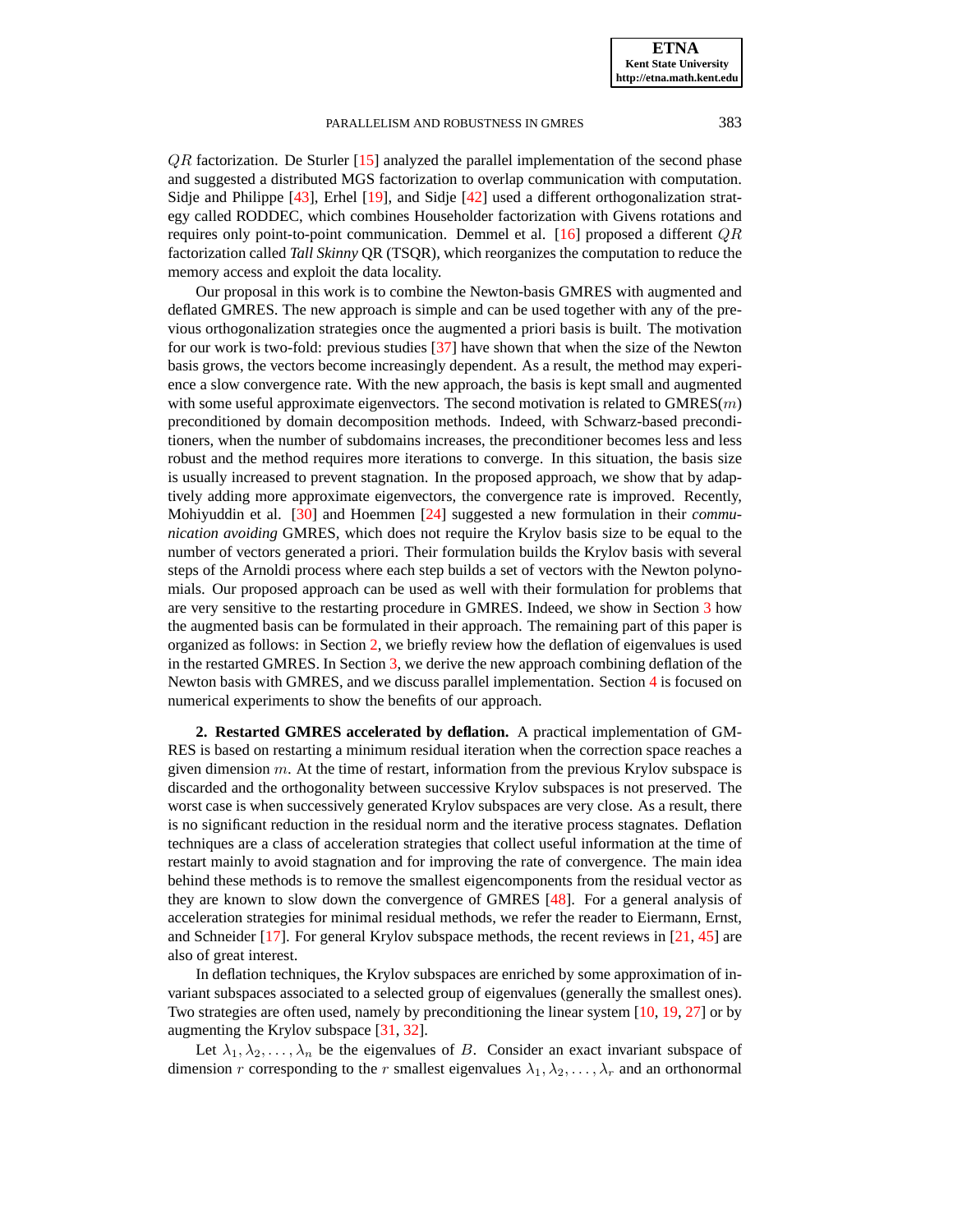$QR$ factorization. De Sturler [15] analyzed the parallel implementation of the second phase and suggested a distributed MGS factorization to overlap communication with computation. Sidje and Philippe [43], Erhel [19], and Sidje [42] used a different orthogonalization strategy called RODDEC, which combines Householder factorization with Givens rotations and requires only point-to-point communication. Demmel et al. [16] proposed a different $QR$ factorization called *Tall Skinny* QR (TSQR), which reorganizes the computation to reduce the memory access and exploit the data locality.

Our proposal in this work is to combine the Newton-basis GMRES with augmented and deflated GMRES. The new approach is simple and can be used together with any of the previous orthogonalization strategies once the augmented a priori basis is built. The motivation for our work is two-fold: previous studies [37] have shown that when the size of the Newton basis grows, the vectors become increasingly dependent. As a result, the method may experience a slow convergence rate. With the new approach, the basis is kept small and augmented with some useful approximate eigenvectors. The second motivation is related to GMRES($m$) preconditioned by domain decomposition methods. Indeed, with Schwarz-based preconditioners, when the number of subdomains increases, the preconditioner becomes less and less robust and the method requires more iterations to converge. In this situation, the basis size is usually increased to prevent stagnation. In the proposed approach, we show that by adaptively adding more approximate eigenvectors, the convergence rate is improved. Recently, Mohiyuddin et al. [30] and Hoemmen [24] suggested a new formulation in their *communication avoiding* GMRES, which does not require the Krylov basis size to be equal to the number of vectors generated a priori. Their formulation builds the Krylov basis with several steps of the Arnoldi process where each step builds a set of vectors with the Newton polynomials. Our proposed approach can be used as well with their formulation for problems that are very sensitive to the restarting procedure in GMRES. Indeed, we show in Section 3 how the augmented basis can be formulated in their approach. The remaining part of this paper is organized as follows: in Section 2, we briefly review how the deflation of eigenvalues is used in the restarted GMRES. In Section 3, we derive the new approach combining deflation of the Newton basis with GMRES, and we discuss parallel implementation. Section 4 is focused on numerical experiments to show the benefits of our approach.

## 2. Restarted GMRES accelerated by deflation.

A practical implementation of GMRES is based on restarting a minimum residual iteration when the correction space reaches a given dimension $m$. At the time of restart, information from the previous Krylov subspace is discarded and the orthogonality between successive Krylov subspaces is not preserved. The worst case is when successively generated Krylov subspaces are very close. As a result, there is no significant reduction in the residual norm and the iterative process stagnates. Deflation techniques are a class of acceleration strategies that collect useful information at the time of restart mainly to avoid stagnation and for improving the rate of convergence. The main idea behind these methods is to remove the smallest eigencomponents from the residual vector as they are known to slow down the convergence of GMRES [48]. For a general analysis of acceleration strategies for minimal residual methods, we refer the reader to Eiermann, Ernst, and Schneider [17]. For general Krylov subspace methods, the recent reviews in [21, 45] are also of great interest.

In deflation techniques, the Krylov subspaces are enriched by some approximation of invariant subspaces associated to a selected group of eigenvalues (generally the smallest ones). Two strategies are often used, namely by preconditioning the linear system [10, 19, 27] or by augmenting the Krylov subspace [31, 32].

Let $\lambda_1, \lambda_2, \ldots, \lambda_n$ be the eigenvalues of $B$. Consider an exact invariant subspace of dimension $r$ corresponding to the $r$ smallest eigenvalues $\lambda_1, \lambda_2, \ldots, \lambda_r$ and an orthonormal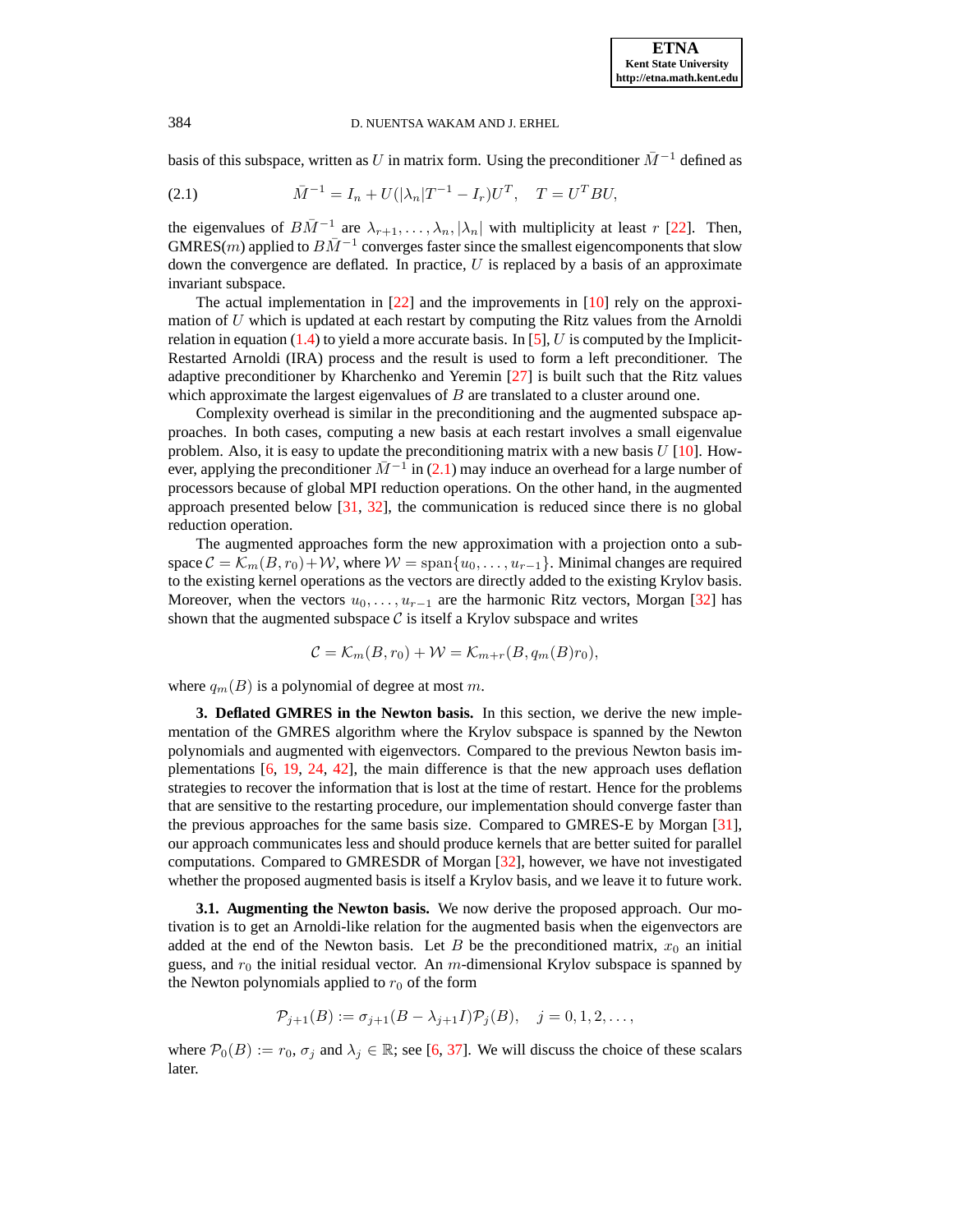basis of this subspace, written as $U$ in matrix form. Using the preconditioner $\bar{M}^{-1}$ defined as

$$\bar{M}^{-1} = I_n + U(|\lambda_n|T^{-1} - I_r)U^T, \quad T = U^T BU, \tag{2.1}$$

the eigenvalues of $B\bar{M}^{-1}$ are $\lambda_{r+1}, \ldots, \lambda_n, |\lambda_n|$ with multiplicity at least $r$ [22]. Then, GMRES($m$) applied to $B\bar{M}^{-1}$ converges faster since the smallest eigencomponents that slow down the convergence are deflated. In practice, $U$ is replaced by a basis of an approximate invariant subspace.

The actual implementation in [22] and the improvements in [10] rely on the approximation of $U$ which is updated at each restart by computing the Ritz values from the Arnoldi relation in equation (1.4) to yield a more accurate basis. In [5], $U$ is computed by the Implicit-Restarted Arnoldi (IRA) process and the result is used to form a left preconditioner. The adaptive preconditioner by Kharchenko and Yeremin [27] is built such that the Ritz values which approximate the largest eigenvalues of $B$ are translated to a cluster around one.

Complexity overhead is similar in the preconditioning and the augmented subspace approaches. In both cases, computing a new basis at each restart involves a small eigenvalue problem. Also, it is easy to update the preconditioning matrix with a new basis $U$ [10]. However, applying the preconditioner $\bar{M}^{-1}$ in (2.1) may induce an overhead for a large number of processors because of global MPI reduction operations. On the other hand, in the augmented approach presented below [31, 32], the communication is reduced since there is no global reduction operation.

The augmented approaches form the new approximation with a projection onto a subspace $\mathcal{C} = \mathcal{K}_m(B, r_0) + \mathcal{W}$, where $\mathcal{W} = \text{span}\{u_0, \ldots, u_{r-1}\}$. Minimal changes are required to the existing kernel operations as the vectors are directly added to the existing Krylov basis. Moreover, when the vectors $u_0, \ldots, u_{r-1}$ are the harmonic Ritz vectors, Morgan [32] has shown that the augmented subspace $\mathcal{C}$ is itself a Krylov subspace and writes

$$\mathcal{C} = \mathcal{K}_m(B, r_0) + \mathcal{W} = \mathcal{K}_{m+r}(B, q_m(B)r_0),$$

where $q_m(B)$ is a polynomial of degree at most $m$.

## 3. Deflated GMRES in the Newton basis.

In this section, we derive the new implementation of the GMRES algorithm where the Krylov subspace is spanned by the Newton polynomials and augmented with eigenvectors. Compared to the previous Newton basis implementations [6, 19, 24, 42], the main difference is that the new approach uses deflation strategies to recover the information that is lost at the time of restart. Hence for the problems that are sensitive to the restarting procedure, our implementation should converge faster than the previous approaches for the same basis size. Compared to GMRES-E by Morgan [31], our approach communicates less and should produce kernels that are better suited for parallel computations. Compared to GMRESDR of Morgan [32], however, we have not investigated whether the proposed augmented basis is itself a Krylov basis, and we leave it to future work.

### 3.1. Augmenting the Newton basis.

We now derive the proposed approach. Our motivation is to get an Arnoldi-like relation for the augmented basis when the eigenvectors are added at the end of the Newton basis. Let $B$ be the preconditioned matrix, $x_0$ an initial guess, and $r_0$ the initial residual vector. An $m$-dimensional Krylov subspace is spanned by the Newton polynomials applied to $r_0$ of the form

$$\mathcal{P}_{j+1}(B) := \sigma_{j+1}(B - \lambda_{j+1}I)\mathcal{P}_j(B), \quad j = 0, 1, 2, \ldots,$$

where $\mathcal{P}_0(B) := r_0$, $\sigma_j$ and $\lambda_j \in \mathbb{R}$; see [6, 37]. We will discuss the choice of these scalars later.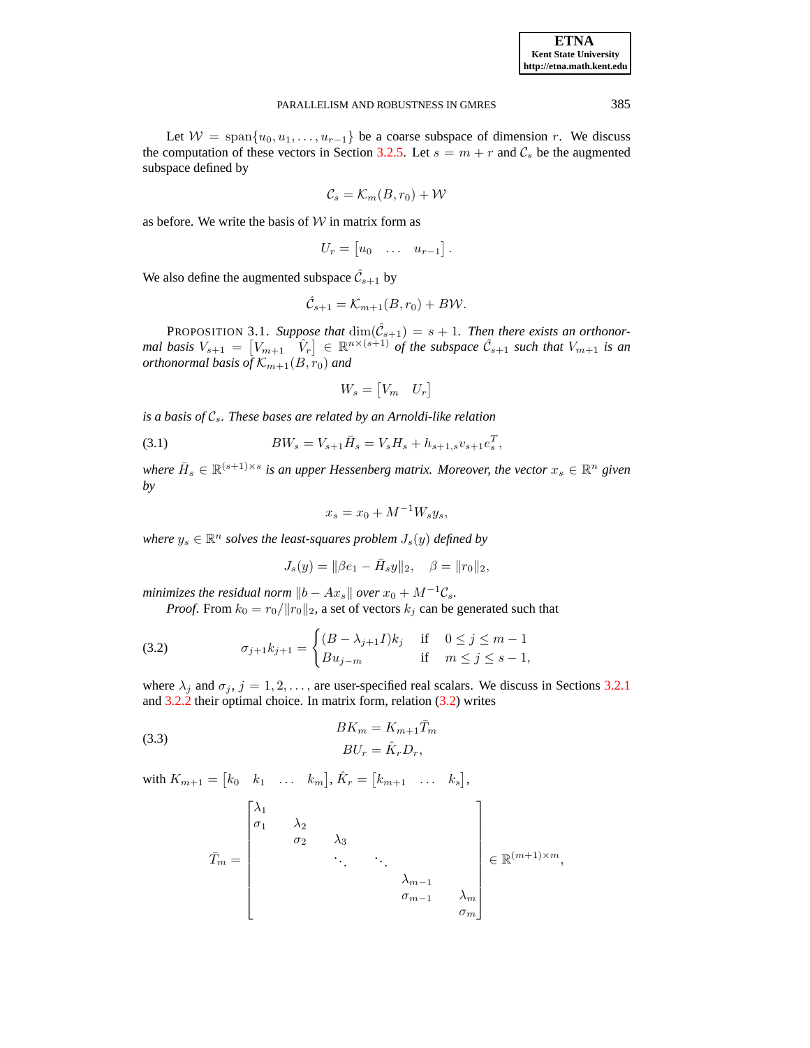Let $\mathcal{W} = \operatorname{span}\{u_0, u_1, \ldots, u_{r-1}\}$ be a coarse subspace of dimension $r$. We discuss the computation of these vectors in Section 3.2.5. Let $s = m + r$ and $\mathcal{C}_s$ be the augmented subspace defined by

$$\mathcal{C}_s = \mathcal{K}_m(B, r_0) + \mathcal{W}$$

as before. We write the basis of $\mathcal{W}$ in matrix form as

$$U_r = \begin{bmatrix} u_0 & \ldots & u_{r-1} \end{bmatrix}.$$

We also define the augmented subspace $\hat{\mathcal{C}}_{s+1}$ by

$$\hat{\mathcal{C}}_{s+1} = \mathcal{K}_{m+1}(B, r_0) + B\mathcal{W}.$$

PROPOSITION 3.1. *Suppose that* $\dim(\hat{\mathcal{C}}_{s+1}) = s + 1$. *Then there exists an orthonormal basis* $V_{s+1} = \begin{bmatrix} V_{m+1} & \hat{V}_r \end{bmatrix} \in \mathbb{R}^{n \times (s+1)}$ *of the subspace* $\hat{\mathcal{C}}_{s+1}$ *such that* $V_{m+1}$ *is an orthonormal basis of* $\mathcal{K}_{m+1}(B, r_0)$ *and*

$$W_s = \begin{bmatrix} V_m & U_r \end{bmatrix}$$

*is a basis of* $\mathcal{C}_s$. *These bases are related by an Arnoldi-like relation*

$$BW_s = V_{s+1}\bar{H}_s = V_s H_s + h_{s+1,s} v_{s+1} e_s^T, \tag{3.1}$$

*where* $\bar{H}_s \in \mathbb{R}^{(s+1) \times s}$ *is an upper Hessenberg matrix. Moreover, the vector* $x_s \in \mathbb{R}^n$ *given by*

$$x_s = x_0 + M^{-1} W_s y_s,$$

*where* $y_s \in \mathbb{R}^n$ *solves the least-squares problem* $J_s(y)$ *defined by*

$$J_s(y) = \|\beta e_1 - \bar{H}_s y\|_2, \quad \beta = \|r_0\|_2,$$

*minimizes the residual norm* $\|b - Ax_s\|$ *over* $x_0 + M^{-1}\mathcal{C}_s$.

*Proof.* From $k_0 = r_0 / \|r_0\|_2$, a set of vectors $k_j$ can be generated such that

$$\sigma_{j+1} k_{j+1} = \begin{cases} (B - \lambda_{j+1} I) k_j & \text{if} \quad 0 \le j \le m - 1 \\ B u_{j-m} & \text{if} \quad m \le j \le s - 1, \end{cases} \tag{3.2}$$

where $\lambda_j$ and $\sigma_j$, $j = 1, 2, \ldots$, are user-specified real scalars. We discuss in Sections 3.2.1 and 3.2.2 their optimal choice. In matrix form, relation (3.2) writes

$$\begin{aligned} BK_m &= K_{m+1}\bar{T}_m \\ BU_r &= \hat{K}_r D_r, \end{aligned} \tag{3.3}$$

with $K_{m+1} = \begin{bmatrix} k_0 & k_1 & \ldots & k_m \end{bmatrix}$, $\hat{K}_r = \begin{bmatrix} k_{m+1} & \ldots & k_s \end{bmatrix}$,

$$\bar{T}_m = \begin{bmatrix} \lambda_1 & & & & & \\ \sigma_1 & \lambda_2 & & & & \\ & \sigma_2 & \lambda_3 & & & \\ & & \ddots & \ddots & & \\ & & & & \lambda_{m-1} & \\ & & & & \sigma_{m-1} & \lambda_m \\ & & & & & \sigma_m \end{bmatrix} \in \mathbb{R}^{(m+1) \times m},$$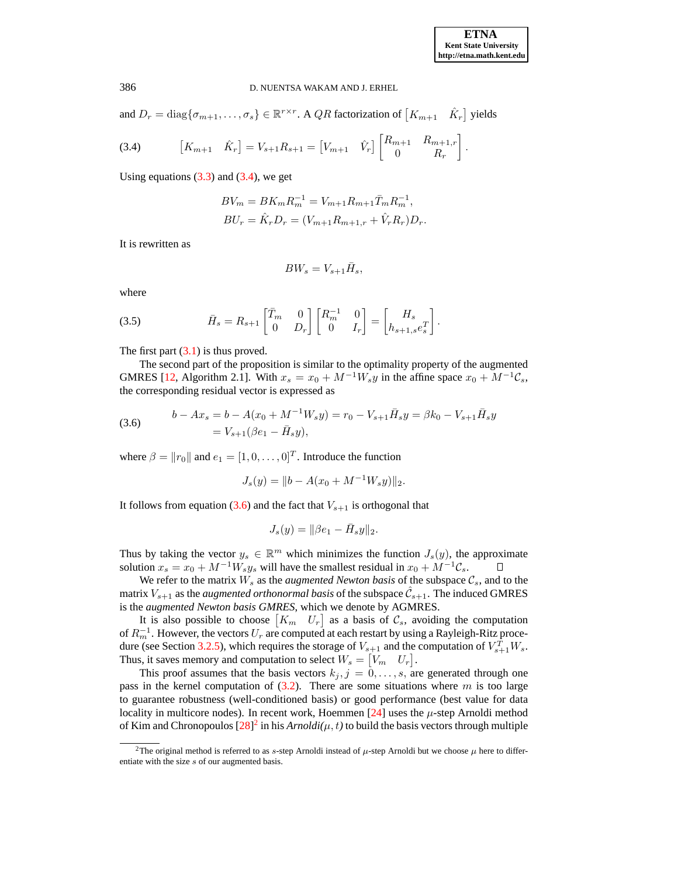and $D_r = \mathrm{diag}\{\sigma_{m+1}, \ldots, \sigma_s\} \in \mathbb{R}^{r\times r}$. A $QR$ factorization of $\begin{bmatrix} K_{m+1} & \hat{K}_r \end{bmatrix}$ yields

$$\begin{bmatrix} K_{m+1} & \hat{K}_r \end{bmatrix} = V_{s+1} R_{s+1} = \begin{bmatrix} V_{m+1} & \hat{V}_r \end{bmatrix} \begin{bmatrix} R_{m+1} & R_{m+1,r} \\ 0 & R_r \end{bmatrix}. \tag{3.4}$$

Using equations (3.3) and (3.4), we get

$$BV_m = BK_m R_m^{-1} = V_{m+1} R_{m+1} \bar{T}_m R_m^{-1},$$
$$BU_r = \hat{K}_r D_r = (V_{m+1} R_{m+1,r} + \hat{V}_r R_r) D_r.$$

It is rewritten as

$$BW_s = V_{s+1} \bar{H}_s,$$

where

$$\bar{H}_s = R_{s+1} \begin{bmatrix} \bar{T}_m & 0 \\ 0 & D_r \end{bmatrix} \begin{bmatrix} R_m^{-1} & 0 \\ 0 & I_r \end{bmatrix} = \begin{bmatrix} H_s \\ h_{s+1,s} e_s^T \end{bmatrix}. \tag{3.5}$$

The first part (3.1) is thus proved.

The second part of the proposition is similar to the optimality property of the augmented GMRES [12, Algorithm 2.1]. With $x_s = x_0 + M^{-1} W_s y$ in the affine space $x_0 + M^{-1}\mathcal{C}_s$, the corresponding residual vector is expressed as

$$\begin{aligned} b - Ax_s &= b - A(x_0 + M^{-1} W_s y) = r_0 - V_{s+1} \bar{H}_s y = \beta k_0 - V_{s+1} \bar{H}_s y \\ &= V_{s+1}(\beta e_1 - \bar{H}_s y), \end{aligned} \tag{3.6}$$

where $\beta = \|r_0\|$ and $e_1 = [1, 0, \ldots, 0]^T$. Introduce the function

$$J_s(y) = \|b - A(x_0 + M^{-1} W_s y)\|_2.$$

It follows from equation (3.6) and the fact that $V_{s+1}$ is orthogonal that

$$J_s(y) = \|\beta e_1 - \bar{H}_s y\|_2.$$

Thus by taking the vector $y_s \in \mathbb{R}^m$ which minimizes the function $J_s(y)$, the approximate solution $x_s = x_0 + M^{-1} W_s y_s$ will have the smallest residual in $x_0 + M^{-1}\mathcal{C}_s$. □

We refer to the matrix $W_s$ as the *augmented Newton basis* of the subspace $\mathcal{C}_s$, and to the matrix $V_{s+1}$ as the *augmented orthonormal basis* of the subspace $\hat{\mathcal{C}}_{s+1}$. The induced GMRES is the *augmented Newton basis GMRES*, which we denote by AGMRES.

It is also possible to choose $\begin{bmatrix} K_m & U_r \end{bmatrix}$ as a basis of $\mathcal{C}_s$, avoiding the computation of $R_m^{-1}$. However, the vectors $U_r$ are computed at each restart by using a Rayleigh-Ritz procedure (see Section 3.2.5), which requires the storage of $V_{s+1}$ and the computation of $V_{s+1}^T W_s$. Thus, it saves memory and computation to select $W_s = \begin{bmatrix} V_m & U_r \end{bmatrix}$.

This proof assumes that the basis vectors $k_j, j = 0, \ldots, s$, are generated through one pass in the kernel computation of (3.2). There are some situations where $m$ is too large to guarantee robustness (well-conditioned basis) or good performance (best value for data locality in multicore nodes). In recent work, Hoemmen [24] uses the $\mu$-step Arnoldi method of Kim and Chronopoulos [28][2] in his *Arnoldi($\mu, t$)* to build the basis vectors through multiple

[2] The original method is referred to as $s$-step Arnoldi instead of $\mu$-step Arnoldi but we choose $\mu$ here to differentiate with the size $s$ of our augmented basis.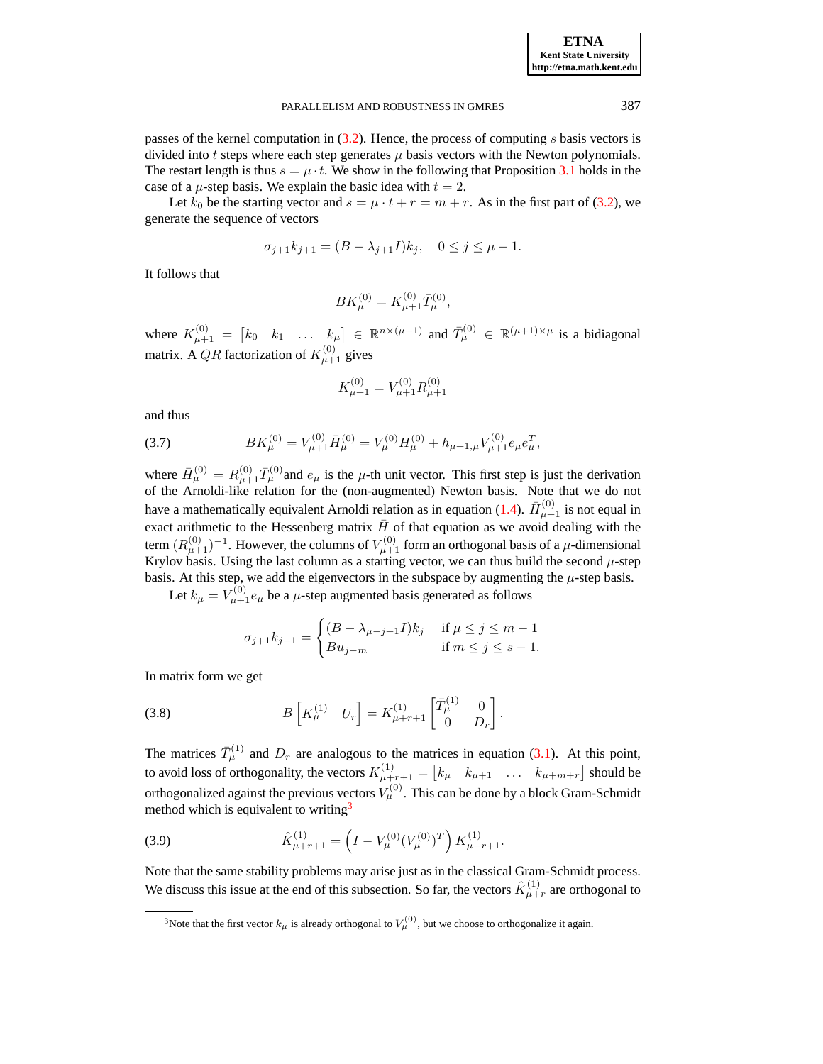passes of the kernel computation in (3.2). Hence, the process of computing $s$ basis vectors is divided into $t$ steps where each step generates $\mu$ basis vectors with the Newton polynomials. The restart length is thus $s = \mu \cdot t$. We show in the following that Proposition 3.1 holds in the case of a $\mu$-step basis. We explain the basic idea with $t = 2$.

Let $k_0$ be the starting vector and $s = \mu \cdot t + r = m + r$. As in the first part of (3.2), we generate the sequence of vectors

$$\sigma_{j+1} k_{j+1} = (B - \lambda_{j+1} I) k_j, \quad 0 \leq j \leq \mu - 1.$$

It follows that

$$B K_{\mu}^{(0)} = K_{\mu+1}^{(0)} \bar{T}_{\mu}^{(0)},$$

where $K_{\mu+1}^{(0)} = \begin{bmatrix} k_0 & k_1 & \ldots & k_\mu \end{bmatrix} \in \mathbb{R}^{n \times (\mu+1)}$ and $\bar{T}_{\mu}^{(0)} \in \mathbb{R}^{(\mu+1) \times \mu}$ is a bidiagonal matrix. A $QR$ factorization of $K_{\mu+1}^{(0)}$ gives

$$K_{\mu+1}^{(0)} = V_{\mu+1}^{(0)} R_{\mu+1}^{(0)}$$

and thus

$$BK_{\mu}^{(0)} = V_{\mu+1}^{(0)} \bar{H}_{\mu}^{(0)} = V_{\mu}^{(0)} H_{\mu}^{(0)} + h_{\mu+1,\mu} V_{\mu+1}^{(0)} e_\mu e_\mu^T, \tag{3.7}$$

where $\bar{H}_{\mu}^{(0)} = R_{\mu+1}^{(0)} \bar{T}_{\mu}^{(0)}$and $e_\mu$ is the $\mu$-th unit vector. This first step is just the derivation of the Arnoldi-like relation for the (non-augmented) Newton basis. Note that we do not have a mathematically equivalent Arnoldi relation as in equation (1.4). $\bar{H}_{\mu+1}^{(0)}$ is not equal in exact arithmetic to the Hessenberg matrix $\bar{H}$ of that equation as we avoid dealing with the term $(R_{\mu+1}^{(0)})^{-1}$. However, the columns of $V_{\mu+1}^{(0)}$ form an orthogonal basis of a $\mu$-dimensional Krylov basis. Using the last column as a starting vector, we can thus build the second $\mu$-step basis. At this step, we add the eigenvectors in the subspace by augmenting the $\mu$-step basis.

Let $k_\mu = V_{\mu+1}^{(0)} e_\mu$ be a $\mu$-step augmented basis generated as follows

$$\sigma_{j+1} k_{j+1} = \begin{cases} (B - \lambda_{\mu - j+1} I) k_j & \text{if } \mu \leq j \leq m-1 \\ B u_{j-m} & \text{if } m \leq j \leq s-1. \end{cases}$$

In matrix form we get

$$B \begin{bmatrix} K_{\mu}^{(1)} & U_r \end{bmatrix} = K_{\mu+r+1}^{(1)} \begin{bmatrix} \bar{T}_{\mu}^{(1)} & 0 \\ 0 & D_r \end{bmatrix}. \tag{3.8}$$

The matrices $\bar{T}_{\mu}^{(1)}$ and $D_r$ are analogous to the matrices in equation (3.1). At this point, to avoid loss of orthogonality, the vectors $K_{\mu+r+1}^{(1)} = \begin{bmatrix} k_\mu & k_{\mu+1} & \ldots & k_{\mu+m+r} \end{bmatrix}$ should be orthogonalized against the previous vectors $V_{\mu}^{(0)}$. This can be done by a block Gram-Schmidt method which is equivalent to writing[3]

$$\hat{K}_{\mu+r+1}^{(1)} = \left( I - V_{\mu}^{(0)} (V_{\mu}^{(0)})^T \right) K_{\mu+r+1}^{(1)}. \tag{3.9}$$

Note that the same stability problems may arise just as in the classical Gram-Schmidt process. We discuss this issue at the end of this subsection. So far, the vectors $\hat{K}_{\mu+r}^{(1)}$ are orthogonal to

[3]Note that the first vector $k_\mu$ is already orthogonal to $V_{\mu}^{(0)}$, but we choose to orthogonalize it again.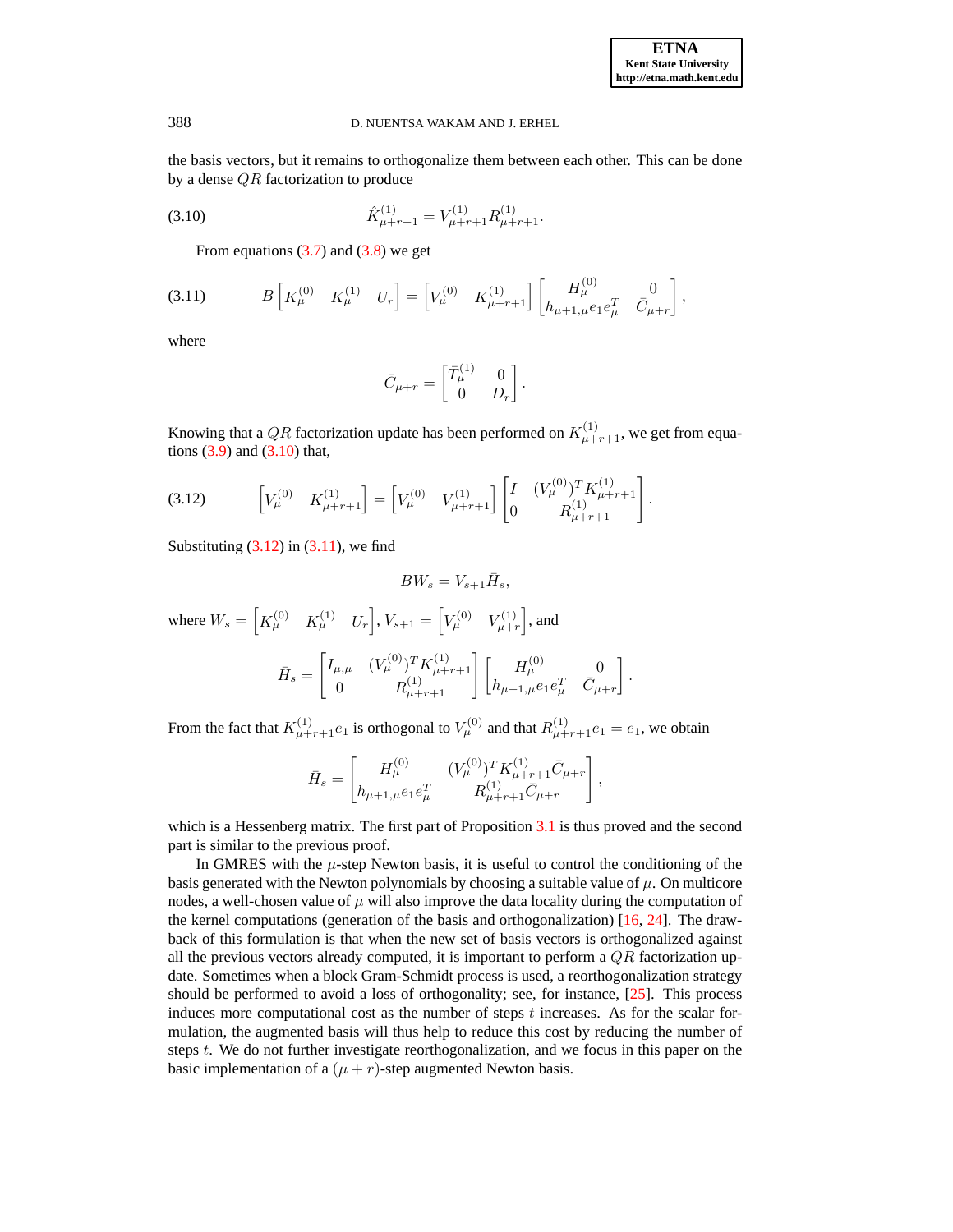the basis vectors, but it remains to orthogonalize them between each other. This can be done by a dense $QR$ factorization to produce

$$\hat{K}^{(1)}_{\mu+r+1} = V^{(1)}_{\mu+r+1} R^{(1)}_{\mu+r+1}. \tag{3.10}$$

From equations (3.7) and (3.8) we get

$$B \begin{bmatrix} K^{(0)}_{\mu} & K^{(1)}_{\mu} & U_r \end{bmatrix} = \begin{bmatrix} V^{(0)}_{\mu} & K^{(1)}_{\mu+r+1} \end{bmatrix} \begin{bmatrix} H^{(0)}_{\mu} & 0 \\ h_{\mu+1,\mu} e_1 e^T_{\mu} & \bar{C}_{\mu+r} \end{bmatrix}, \tag{3.11}$$

where

$$\bar{C}_{\mu+r} = \begin{bmatrix} \bar{T}^{(1)}_{\mu} & 0 \\ 0 & D_r \end{bmatrix}.$$

Knowing that a $QR$ factorization update has been performed on $K^{(1)}_{\mu+r+1}$, we get from equations (3.9) and (3.10) that,

$$\begin{bmatrix} V^{(0)}_{\mu} & K^{(1)}_{\mu+r+1} \end{bmatrix} = \begin{bmatrix} V^{(0)}_{\mu} & V^{(1)}_{\mu+r+1} \end{bmatrix} \begin{bmatrix} I & (V^{(0)}_{\mu})^T K^{(1)}_{\mu+r+1} \\ 0 & R^{(1)}_{\mu+r+1} \end{bmatrix}. \tag{3.12}$$

Substituting (3.12) in (3.11), we find

$$BW_s = V_{s+1} \bar{H}_s,$$

where $W_s = \begin{bmatrix} K^{(0)}_{\mu} & K^{(1)}_{\mu} & U_r \end{bmatrix}$, $V_{s+1} = \begin{bmatrix} V^{(0)}_{\mu} & V^{(1)}_{\mu+r} \end{bmatrix}$, and

$$\bar{H}_s = \begin{bmatrix} I_{\mu,\mu} & (V^{(0)}_{\mu})^T K^{(1)}_{\mu+r+1} \\ 0 & R^{(1)}_{\mu+r+1} \end{bmatrix} \begin{bmatrix} H^{(0)}_{\mu} & 0 \\ h_{\mu+1,\mu} e_1 e^T_{\mu} & \bar{C}_{\mu+r} \end{bmatrix}.$$

From the fact that $K^{(1)}_{\mu+r+1} e_1$ is orthogonal to $V^{(0)}_{\mu}$ and that $R^{(1)}_{\mu+r+1} e_1 = e_1$, we obtain

$$\bar{H}_s = \begin{bmatrix} H^{(0)}_{\mu} & (V^{(0)}_{\mu})^T K^{(1)}_{\mu+r+1} \bar{C}_{\mu+r} \\ h_{\mu+1,\mu} e_1 e^T_{\mu} & R^{(1)}_{\mu+r+1} \bar{C}_{\mu+r} \end{bmatrix},$$

which is a Hessenberg matrix. The first part of Proposition 3.1 is thus proved and the second part is similar to the previous proof.

In GMRES with the $\mu$-step Newton basis, it is useful to control the conditioning of the basis generated with the Newton polynomials by choosing a suitable value of $\mu$. On multicore nodes, a well-chosen value of $\mu$ will also improve the data locality during the computation of the kernel computations (generation of the basis and orthogonalization) [16, 24]. The drawback of this formulation is that when the new set of basis vectors is orthogonalized against all the previous vectors already computed, it is important to perform a $QR$ factorization update. Sometimes when a block Gram-Schmidt process is used, a reorthogonalization strategy should be performed to avoid a loss of orthogonality; see, for instance, [25]. This process induces more computational cost as the number of steps $t$ increases. As for the scalar formulation, the augmented basis will thus help to reduce this cost by reducing the number of steps $t$. We do not further investigate reorthogonalization, and we focus in this paper on the basic implementation of a $(\mu + r)$-step augmented Newton basis.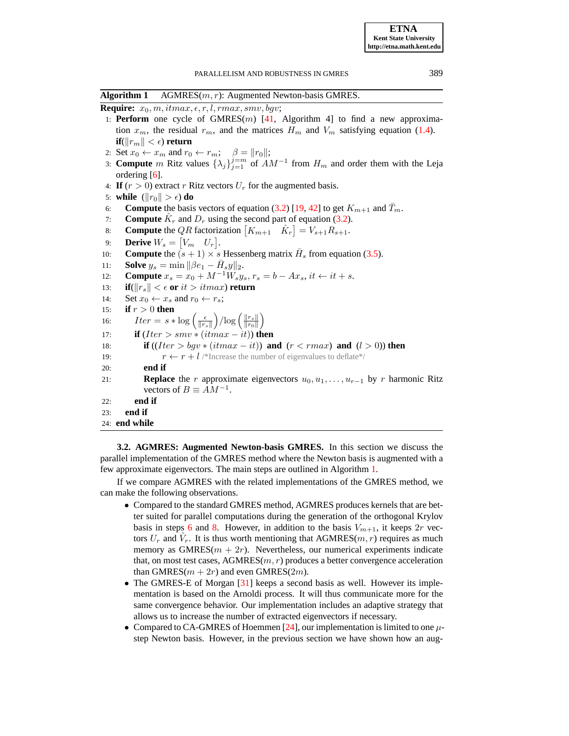**Algorithm 1** AGMRES$(m, r)$: Augmented Newton-basis GMRES.

**Require:** $x_0, m, itmax, \epsilon, r, l, rmax, smv, bgv$;

1: **Perform** one cycle of GMRES$(m)$ [41, Algorithm 4] to find a new approximation $x_m$, the residual $r_m$, and the matrices $H_m$ and $V_m$ satisfying equation (1.4). **if**$(\|r_m\| < \epsilon)$ **return**

2: Set $x_0 \leftarrow x_m$ and $r_0 \leftarrow r_m$; $\beta = \|r_0\|$;

3: **Compute** $m$ Ritz values $\{\lambda_j\}_{j=1}^{j=m}$ of $AM^{-1}$ from $H_m$ and order them with the Leja ordering [6].

4: **If** $(r > 0)$ extract $r$ Ritz vectors $U_r$ for the augmented basis.

5: **while** $(\|r_0\| > \epsilon)$ **do**

6: **Compute** the basis vectors of equation (3.2) [19, 42] to get $K_{m+1}$ and $\bar{T}_m$.

7: **Compute** $\hat{K}_r$ and $D_r$ using the second part of equation (3.2).

8: **Compute** the $QR$ factorization $\begin{bmatrix} K_{m+1} & \hat{K}_r \end{bmatrix} = V_{s+1}R_{s+1}$.

9: **Derive** $W_s = \begin{bmatrix} V_m & U_r \end{bmatrix}$.

10: **Compute** the $(s+1) \times s$ Hessenberg matrix $\bar{H}_s$ from equation (3.5).

11: **Solve** $y_s = \min \|\beta e_1 - \bar{H}_s y\|_2$.

12: **Compute** $x_s = x_0 + M^{-1}W_s y_s$, $r_s = b - Ax_s$, $it \leftarrow it + s$.

13: **if**$(\|r_s\| < \epsilon$ **or** $it > itmax)$ **return**

14: Set $x_0 \leftarrow x_s$ and $r_0 \leftarrow r_s$;

15: **if** $r > 0$ **then**

16: $Iter = s * \log\left(\frac{\epsilon}{\|r_s\|}\right) / \log\left(\frac{\|r_s\|}{\|r_0\|}\right)$

17: **if** $(Iter > smv * (itmax - it))$ **then**

18: **if** $((Iter > bgv * (itmax - it))$ **and** $(r < rmax)$ **and** $(l > 0))$ **then**

19: $r \leftarrow r + l$ /\*Increase the number of eigenvalues to deflate\*/

20: **end if**

21: **Replace** the $r$ approximate eigenvectors $u_0, u_1, \ldots, u_{r-1}$ by $r$ harmonic Ritz vectors of $B \equiv AM^{-1}$.

22: **end if**

23: **end if**

24: **end while**

**3.2. AGMRES: Augmented Newton-basis GMRES.** In this section we discuss the parallel implementation of the GMRES method where the Newton basis is augmented with a few approximate eigenvectors. The main steps are outlined in Algorithm 1.

If we compare AGMRES with the related implementations of the GMRES method, we can make the following observations.

- Compared to the standard GMRES method, AGMRES produces kernels that are better suited for parallel computations during the generation of the orthogonal Krylov basis in steps 6 and 8. However, in addition to the basis $V_{m+1}$, it keeps $2r$ vectors $U_r$ and $\hat{V}_r$. It is thus worth mentioning that AGMRES$(m, r)$ requires as much memory as GMRES$(m + 2r)$. Nevertheless, our numerical experiments indicate that, on most test cases, AGMRES$(m, r)$ produces a better convergence acceleration than GMRES$(m + 2r)$ and even GMRES$(2m)$.
- The GMRES-E of Morgan [31] keeps a second basis as well. However its implementation is based on the Arnoldi process. It will thus communicate more for the same convergence behavior. Our implementation includes an adaptive strategy that allows us to increase the number of extracted eigenvectors if necessary.
- Compared to CA-GMRES of Hoemmen [24], our implementation is limited to one $\mu$-step Newton basis. However, in the previous section we have shown how an aug-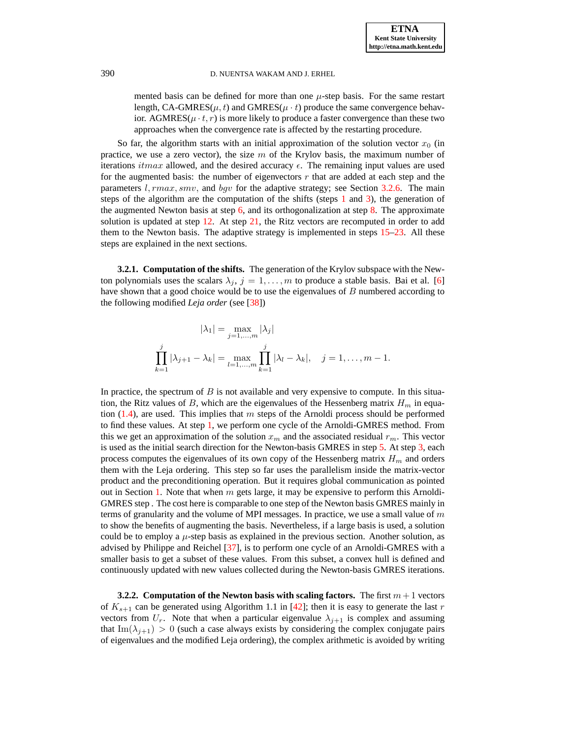mented basis can be defined for more than one $\mu$-step basis. For the same restart length, CA-GMRES($\mu, t$) and GMRES($\mu \cdot t$) produce the same convergence behavior. AGMRES($\mu \cdot t, r$) is more likely to produce a faster convergence than these two approaches when the convergence rate is affected by the restarting procedure.

So far, the algorithm starts with an initial approximation of the solution vector $x_0$ (in practice, we use a zero vector), the size $m$ of the Krylov basis, the maximum number of iterations $itmax$ allowed, and the desired accuracy $\epsilon$. The remaining input values are used for the augmented basis: the number of eigenvectors $r$ that are added at each step and the parameters $l, rmax, smv$, and $bgv$ for the adaptive strategy; see Section 3.2.6. The main steps of the algorithm are the computation of the shifts (steps 1 and 3), the generation of the augmented Newton basis at step 6, and its orthogonalization at step 8. The approximate solution is updated at step 12. At step 21, the Ritz vectors are recomputed in order to add them to the Newton basis. The adaptive strategy is implemented in steps 15–23. All these steps are explained in the next sections.

**3.2.1. Computation of the shifts.** The generation of the Krylov subspace with the Newton polynomials uses the scalars $\lambda_j$, $j = 1, \ldots, m$ to produce a stable basis. Bai et al. [6] have shown that a good choice would be to use the eigenvalues of $B$ numbered according to the following modified *Leja order* (see [38])

$$|\lambda_1| = \max_{j=1,\ldots,m} |\lambda_j|$$

$$\prod_{k=1}^{j} |\lambda_{j+1} - \lambda_k| = \max_{l=1,\ldots,m} \prod_{k=1}^{j} |\lambda_l - \lambda_k|, \quad j = 1, \ldots, m-1.$$

In practice, the spectrum of $B$ is not available and very expensive to compute. In this situation, the Ritz values of $B$, which are the eigenvalues of the Hessenberg matrix $H_m$ in equation (1.4), are used. This implies that $m$ steps of the Arnoldi process should be performed to find these values. At step 1, we perform one cycle of the Arnoldi-GMRES method. From this we get an approximation of the solution $x_m$ and the associated residual $r_m$. This vector is used as the initial search direction for the Newton-basis GMRES in step 5. At step 3, each process computes the eigenvalues of its own copy of the Hessenberg matrix $H_m$ and orders them with the Leja ordering. This step so far uses the parallelism inside the matrix-vector product and the preconditioning operation. But it requires global communication as pointed out in Section 1. Note that when $m$ gets large, it may be expensive to perform this Arnoldi-GMRES step . The cost here is comparable to one step of the Newton basis GMRES mainly in terms of granularity and the volume of MPI messages. In practice, we use a small value of $m$ to show the benefits of augmenting the basis. Nevertheless, if a large basis is used, a solution could be to employ a $\mu$-step basis as explained in the previous section. Another solution, as advised by Philippe and Reichel [37], is to perform one cycle of an Arnoldi-GMRES with a smaller basis to get a subset of these values. From this subset, a convex hull is defined and continuously updated with new values collected during the Newton-basis GMRES iterations.

**3.2.2. Computation of the Newton basis with scaling factors.** The first $m+1$ vectors of $K_{s+1}$ can be generated using Algorithm 1.1 in [42]; then it is easy to generate the last $r$ vectors from $U_r$. Note that when a particular eigenvalue $\lambda_{j+1}$ is complex and assuming that $\mathrm{Im}(\lambda_{j+1}) > 0$ (such a case always exists by considering the complex conjugate pairs of eigenvalues and the modified Leja ordering), the complex arithmetic is avoided by writing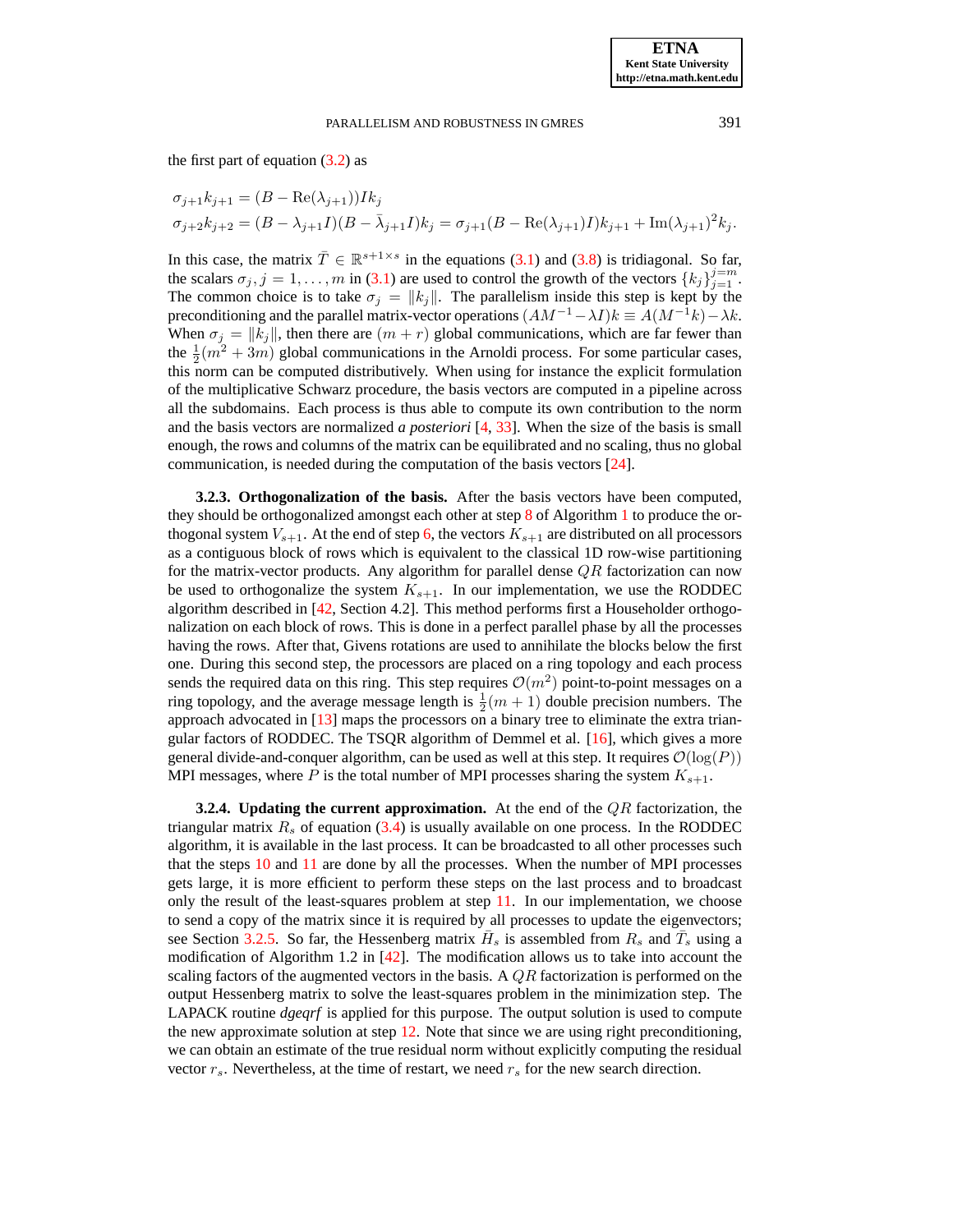the first part of equation (3.2) as

$$\sigma_{j+1}k_{j+1} = (B - \mathrm{Re}(\lambda_{j+1}))Ik_j$$

$$\sigma_{j+2}k_{j+2} = (B - \lambda_{j+1}I)(B - \bar{\lambda}_{j+1}I)k_j = \sigma_{j+1}(B - \mathrm{Re}(\lambda_{j+1})I)k_{j+1} + \mathrm{Im}(\lambda_{j+1})^2 k_j.$$

In this case, the matrix $\bar{T} \in \mathbb{R}^{s+1\times s}$ in the equations (3.1) and (3.8) is tridiagonal. So far, the scalars $\sigma_j, j = 1, \dots, m$ in (3.1) are used to control the growth of the vectors $\{k_j\}_{j=1}^{j=m}$. The common choice is to take $\sigma_j = \|k_j\|$. The parallelism inside this step is kept by the preconditioning and the parallel matrix-vector operations $(AM^{-1} - \lambda I)k \equiv A(M^{-1}k) - \lambda k$. When $\sigma_j = \|k_j\|$, then there are $(m + r)$ global communications, which are far fewer than the $\frac{1}{2}(m^2 + 3m)$ global communications in the Arnoldi process. For some particular cases, this norm can be computed distributively. When using for instance the explicit formulation of the multiplicative Schwarz procedure, the basis vectors are computed in a pipeline across all the subdomains. Each process is thus able to compute its own contribution to the norm and the basis vectors are normalized *a posteriori* [4, 33]. When the size of the basis is small enough, the rows and columns of the matrix can be equilibrated and no scaling, thus no global communication, is needed during the computation of the basis vectors [24].

**3.2.3. Orthogonalization of the basis.** After the basis vectors have been computed, they should be orthogonalized amongst each other at step 8 of Algorithm 1 to produce the orthogonal system $V_{s+1}$. At the end of step 6, the vectors $K_{s+1}$ are distributed on all processors as a contiguous block of rows which is equivalent to the classical 1D row-wise partitioning for the matrix-vector products. Any algorithm for parallel dense $QR$ factorization can now be used to orthogonalize the system $K_{s+1}$. In our implementation, we use the RODDEC algorithm described in [42, Section 4.2]. This method performs first a Householder orthogonalization on each block of rows. This is done in a perfect parallel phase by all the processes having the rows. After that, Givens rotations are used to annihilate the blocks below the first one. During this second step, the processors are placed on a ring topology and each process sends the required data on this ring. This step requires $\mathcal{O}(m^2)$ point-to-point messages on a ring topology, and the average message length is $\frac{1}{2}(m + 1)$ double precision numbers. The approach advocated in [13] maps the processors on a binary tree to eliminate the extra triangular factors of RODDEC. The TSQR algorithm of Demmel et al. [16], which gives a more general divide-and-conquer algorithm, can be used as well at this step. It requires $\mathcal{O}(\log(P))$ MPI messages, where $P$ is the total number of MPI processes sharing the system $K_{s+1}$.

**3.2.4. Updating the current approximation.** At the end of the $QR$ factorization, the triangular matrix $R_s$ of equation (3.4) is usually available on one process. In the RODDEC algorithm, it is available in the last process. It can be broadcasted to all other processes such that the steps 10 and 11 are done by all the processes. When the number of MPI processes gets large, it is more efficient to perform these steps on the last process and to broadcast only the result of the least-squares problem at step 11. In our implementation, we choose to send a copy of the matrix since it is required by all processes to update the eigenvectors; see Section 3.2.5. So far, the Hessenberg matrix $\bar{H}_s$ is assembled from $R_s$ and $\bar{T}_s$ using a modification of Algorithm 1.2 in [42]. The modification allows us to take into account the scaling factors of the augmented vectors in the basis. A $QR$ factorization is performed on the output Hessenberg matrix to solve the least-squares problem in the minimization step. The LAPACK routine *dgeqrf* is applied for this purpose. The output solution is used to compute the new approximate solution at step 12. Note that since we are using right preconditioning, we can obtain an estimate of the true residual norm without explicitly computing the residual vector $r_s$. Nevertheless, at the time of restart, we need $r_s$ for the new search direction.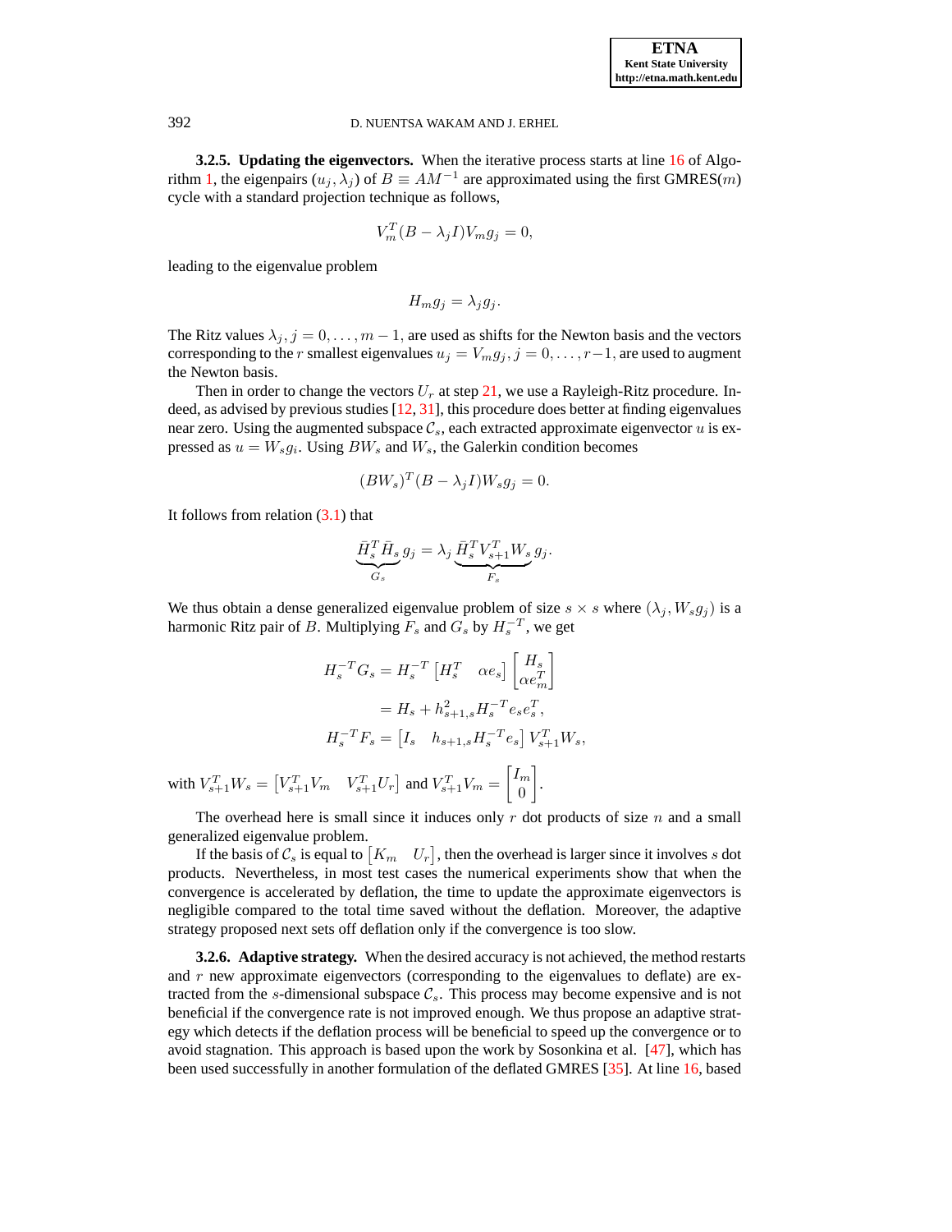**3.2.5. Updating the eigenvectors.** When the iterative process starts at line 16 of Algorithm 1, the eigenpairs $(u_j, \lambda_j)$ of $B \equiv AM^{-1}$ are approximated using the first GMRES($m$) cycle with a standard projection technique as follows,

$$V_m^T(B - \lambda_j I)V_m g_j = 0,$$

leading to the eigenvalue problem

$$H_m g_j = \lambda_j g_j.$$

The Ritz values $\lambda_j, j = 0, \ldots, m-1$, are used as shifts for the Newton basis and the vectors corresponding to the $r$ smallest eigenvalues $u_j = V_m g_j, j = 0, \ldots, r-1$, are used to augment the Newton basis.

Then in order to change the vectors $U_r$ at step 21, we use a Rayleigh-Ritz procedure. Indeed, as advised by previous studies [12, 31], this procedure does better at finding eigenvalues near zero. Using the augmented subspace $\mathcal{C}_s$, each extracted approximate eigenvector $u$ is expressed as $u = W_s g_i$. Using $BW_s$ and $W_s$, the Galerkin condition becomes

$$(BW_s)^T(B - \lambda_j I)W_s g_j = 0.$$

It follows from relation (3.1) that

$$\underbrace{\bar{H}_s^T \bar{H}_s}_{G_s} g_j = \lambda_j \underbrace{\bar{H}_s^T V_{s+1}^T W_s}_{F_s} g_j.$$

We thus obtain a dense generalized eigenvalue problem of size $s \times s$ where $(\lambda_j, W_s g_j)$ is a harmonic Ritz pair of $B$. Multiplying $F_s$ and $G_s$ by $H_s^{-T}$, we get

$$\begin{aligned}
H_s^{-T} G_s &= H_s^{-T} \begin{bmatrix} H_s^T & \alpha e_s \end{bmatrix} \begin{bmatrix} H_s \\ \alpha e_m^T \end{bmatrix} \\
&= H_s + h_{s+1,s}^2 H_s^{-T} e_s e_s^T, \\
H_s^{-T} F_s &= \begin{bmatrix} I_s & h_{s+1,s} H_s^{-T} e_s \end{bmatrix} V_{s+1}^T W_s,
\end{aligned}$$

with $V_{s+1}^T W_s = \begin{bmatrix} V_{s+1}^T V_m & V_{s+1}^T U_r \end{bmatrix}$ and $V_{s+1}^T V_m = \begin{bmatrix} I_m \\ 0 \end{bmatrix}$.

The overhead here is small since it induces only $r$ dot products of size $n$ and a small generalized eigenvalue problem.

If the basis of $\mathcal{C}_s$ is equal to $\begin{bmatrix} K_m & U_r \end{bmatrix}$, then the overhead is larger since it involves $s$ dot products. Nevertheless, in most test cases the numerical experiments show that when the convergence is accelerated by deflation, the time to update the approximate eigenvectors is negligible compared to the total time saved without the deflation. Moreover, the adaptive strategy proposed next sets off deflation only if the convergence is too slow.

**3.2.6. Adaptive strategy.** When the desired accuracy is not achieved, the method restarts and $r$ new approximate eigenvectors (corresponding to the eigenvalues to deflate) are extracted from the $s$-dimensional subspace $\mathcal{C}_s$. This process may become expensive and is not beneficial if the convergence rate is not improved enough. We thus propose an adaptive strategy which detects if the deflation process will be beneficial to speed up the convergence or to avoid stagnation. This approach is based upon the work by Sosonkina et al. [47], which has been used successfully in another formulation of the deflated GMRES [35]. At line 16, based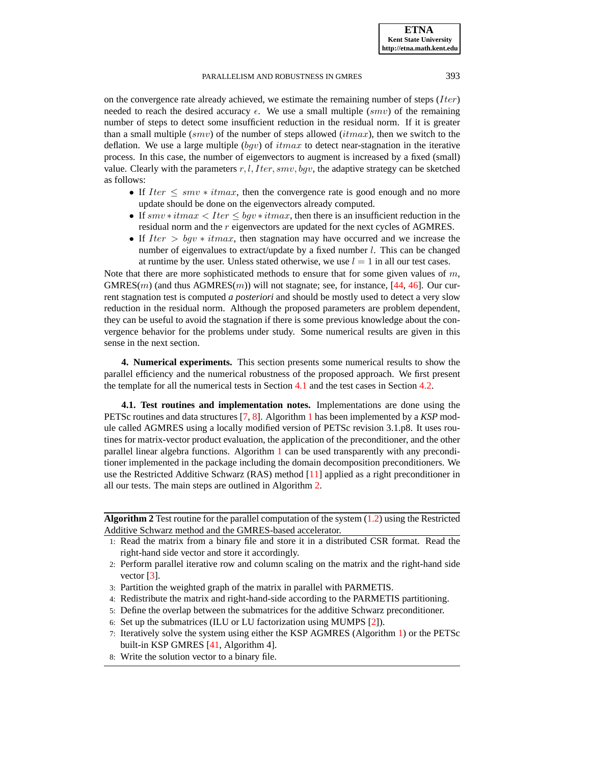on the convergence rate already achieved, we estimate the remaining number of steps ($Iter$) needed to reach the desired accuracy $\epsilon$. We use a small multiple ($smv$) of the remaining number of steps to detect some insufficient reduction in the residual norm. If it is greater than a small multiple ($smv$) of the number of steps allowed ($itmax$), then we switch to the deflation. We use a large multiple ($bgv$) of $itmax$ to detect near-stagnation in the iterative process. In this case, the number of eigenvectors to augment is increased by a fixed (small) value. Clearly with the parameters $r, l, Iter, smv, bgv$, the adaptive strategy can be sketched as follows:

- If $Iter \leq smv * itmax$, then the convergence rate is good enough and no more update should be done on the eigenvectors already computed.
- If $smv * itmax < Iter \leq bgv * itmax$, then there is an insufficient reduction in the residual norm and the $r$ eigenvectors are updated for the next cycles of AGMRES.
- If $Iter > bgv * itmax$, then stagnation may have occurred and we increase the number of eigenvalues to extract/update by a fixed number $l$. This can be changed at runtime by the user. Unless stated otherwise, we use $l = 1$ in all our test cases.

Note that there are more sophisticated methods to ensure that for some given values of $m$, GMRES($m$) (and thus AGMRES($m$)) will not stagnate; see, for instance, [44, 46]. Our current stagnation test is computed *a posteriori* and should be mostly used to detect a very slow reduction in the residual norm. Although the proposed parameters are problem dependent, they can be useful to avoid the stagnation if there is some previous knowledge about the convergence behavior for the problems under study. Some numerical results are given in this sense in the next section.

## 4. Numerical experiments.

This section presents some numerical results to show the parallel efficiency and the numerical robustness of the proposed approach. We first present the template for all the numerical tests in Section 4.1 and the test cases in Section 4.2.

### 4.1. Test routines and implementation notes.

Implementations are done using the PETSc routines and data structures [7, 8]. Algorithm 1 has been implemented by a *KSP* module called AGMRES using a locally modified version of PETSc revision 3.1.p8. It uses routines for matrix-vector product evaluation, the application of the preconditioner, and the other parallel linear algebra functions. Algorithm 1 can be used transparently with any preconditioner implemented in the package including the domain decomposition preconditioners. We use the Restricted Additive Schwarz (RAS) method [11] applied as a right preconditioner in all our tests. The main steps are outlined in Algorithm 2.

---

**Algorithm 2** Test routine for the parallel computation of the system (1.2) using the Restricted Additive Schwarz method and the GMRES-based accelerator.

1: Read the matrix from a binary file and store it in a distributed CSR format. Read the right-hand side vector and store it accordingly.
2: Perform parallel iterative row and column scaling on the matrix and the right-hand side vector [3].
3: Partition the weighted graph of the matrix in parallel with PARMETIS.
4: Redistribute the matrix and right-hand-side according to the PARMETIS partitioning.
5: Define the overlap between the submatrices for the additive Schwarz preconditioner.
6: Set up the submatrices (ILU or LU factorization using MUMPS [2]).
7: Iteratively solve the system using either the KSP AGMRES (Algorithm 1) or the PETSc built-in KSP GMRES [41, Algorithm 4].
8: Write the solution vector to a binary file.

---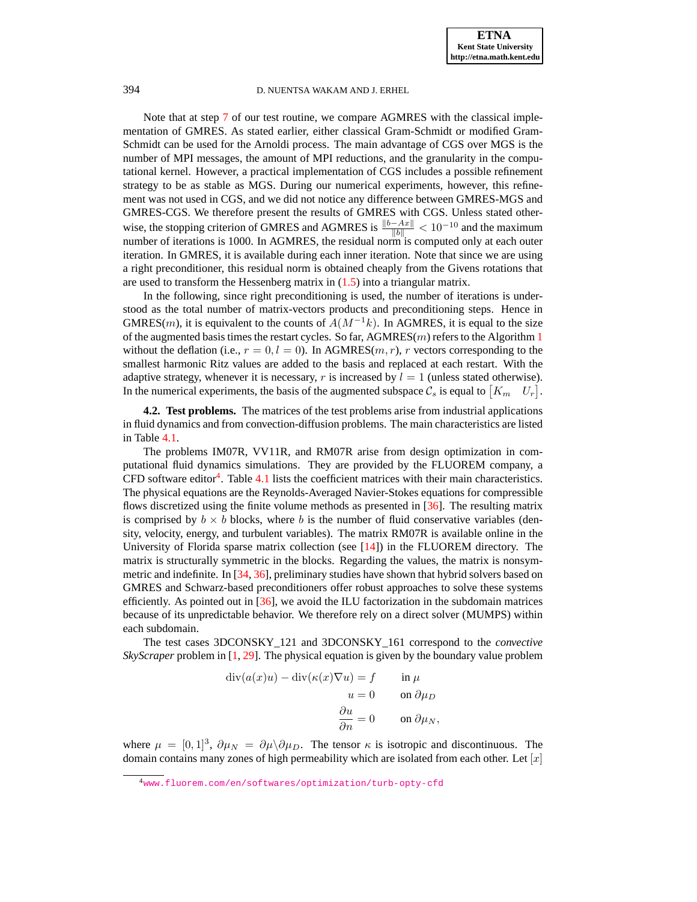Note that at step 7 of our test routine, we compare AGMRES with the classical implementation of GMRES. As stated earlier, either classical Gram-Schmidt or modified Gram-Schmidt can be used for the Arnoldi process. The main advantage of CGS over MGS is the number of MPI messages, the amount of MPI reductions, and the granularity in the computational kernel. However, a practical implementation of CGS includes a possible refinement strategy to be as stable as MGS. During our numerical experiments, however, this refinement was not used in CGS, and we did not notice any difference between GMRES-MGS and GMRES-CGS. We therefore present the results of GMRES with CGS. Unless stated otherwise, the stopping criterion of GMRES and AGMRES is $\frac{\|b-Ax\|}{\|b\|} < 10^{-10}$ and the maximum number of iterations is 1000. In AGMRES, the residual norm is computed only at each outer iteration. In GMRES, it is available during each inner iteration. Note that since we are using a right preconditioner, this residual norm is obtained cheaply from the Givens rotations that are used to transform the Hessenberg matrix in (1.5) into a triangular matrix.

In the following, since right preconditioning is used, the number of iterations is understood as the total number of matrix-vectors products and preconditioning steps. Hence in GMRES($m$), it is equivalent to the counts of $A(M^{-1}k)$. In AGMRES, it is equal to the size of the augmented basis times the restart cycles. So far, AGMRES($m$) refers to the Algorithm 1 without the deflation (i.e., $r = 0, l = 0$). In AGMRES($m, r$), $r$ vectors corresponding to the smallest harmonic Ritz values are added to the basis and replaced at each restart. With the adaptive strategy, whenever it is necessary, $r$ is increased by $l = 1$ (unless stated otherwise). In the numerical experiments, the basis of the augmented subspace $\mathcal{C}_s$ is equal to $\begin{bmatrix} K_m & U_r \end{bmatrix}$.

**4.2. Test problems.** The matrices of the test problems arise from industrial applications in fluid dynamics and from convection-diffusion problems. The main characteristics are listed in Table 4.1.

The problems IM07R, VV11R, and RM07R arise from design optimization in computational fluid dynamics simulations. They are provided by the FLUOREM company, a CFD software editor[4]. Table 4.1 lists the coefficient matrices with their main characteristics. The physical equations are the Reynolds-Averaged Navier-Stokes equations for compressible flows discretized using the finite volume methods as presented in [36]. The resulting matrix is comprised by $b \times b$ blocks, where $b$ is the number of fluid conservative variables (density, velocity, energy, and turbulent variables). The matrix RM07R is available online in the University of Florida sparse matrix collection (see [14]) in the FLUOREM directory. The matrix is structurally symmetric in the blocks. Regarding the values, the matrix is nonsymmetric and indefinite. In [34, 36], preliminary studies have shown that hybrid solvers based on GMRES and Schwarz-based preconditioners offer robust approaches to solve these systems efficiently. As pointed out in [36], we avoid the ILU factorization in the subdomain matrices because of its unpredictable behavior. We therefore rely on a direct solver (MUMPS) within each subdomain.

The test cases 3DCONSKY_121 and 3DCONSKY_161 correspond to the *convective SkyScraper* problem in [1, 29]. The physical equation is given by the boundary value problem

$$
\begin{aligned}
\operatorname{div}(a(x)u) - \operatorname{div}(\kappa(x)\nabla u) &= f \qquad \text{in } \mu \\
u &= 0 \qquad \text{on } \partial\mu_D \\
\frac{\partial u}{\partial n} &= 0 \qquad \text{on } \partial\mu_N,
\end{aligned}
$$

where $\mu = [0,1]^3$, $\partial\mu_N = \partial\mu \backslash \partial\mu_D$. The tensor $\kappa$ is isotropic and discontinuous. The domain contains many zones of high permeability which are isolated from each other. Let $[x]$

[4] www.fluorem.com/en/softwares/optimization/turb-opty-cfd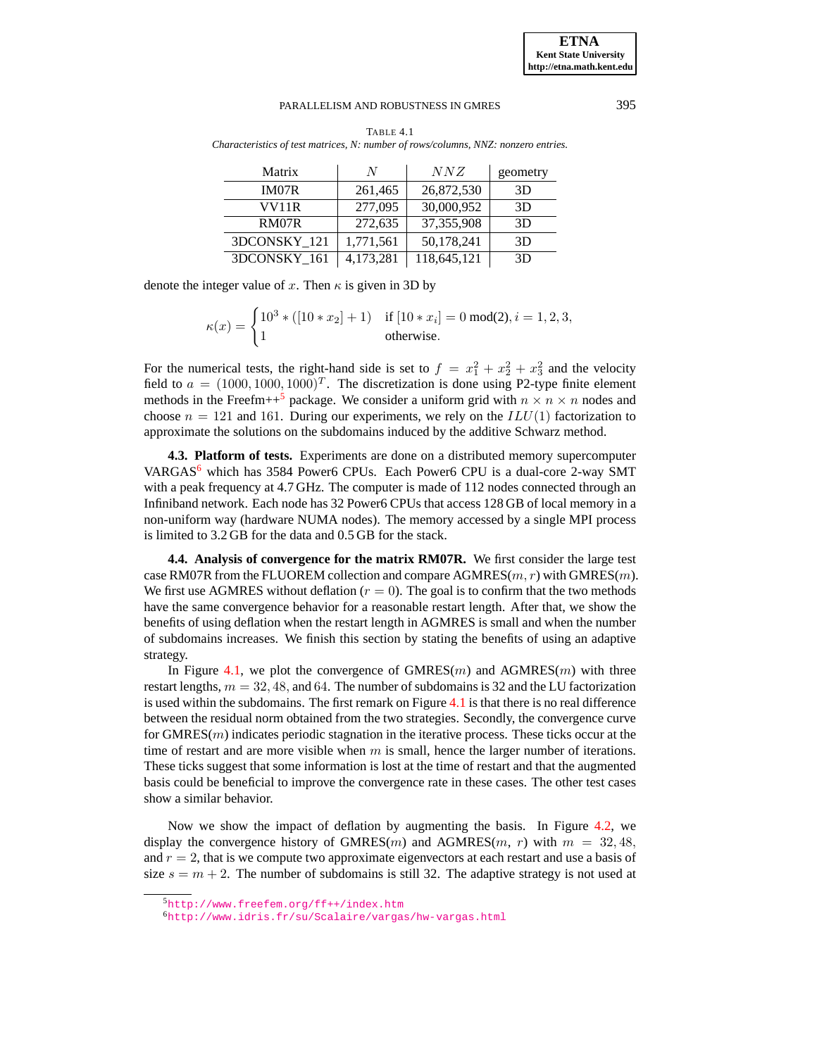TABLE 4.1
*Characteristics of test matrices, N: number of rows/columns, NNZ: nonzero entries.*

| Matrix | $N$ | $NNZ$ | geometry |
|---|---|---|---|
| IM07R | 261,465 | 26,872,530 | 3D |
| VV11R | 277,095 | 30,000,952 | 3D |
| RM07R | 272,635 | 37,355,908 | 3D |
| 3DCONSKY_121 | 1,771,561 | 50,178,241 | 3D |
| 3DCONSKY_161 | 4,173,281 | 118,645,121 | 3D |

denote the integer value of $x$. Then $\kappa$ is given in 3D by

$$\kappa(x) = \begin{cases} 10^3 * ([10 * x_2] + 1) & \text{if } [10 * x_i] = 0 \bmod(2), i = 1, 2, 3, \\ 1 & \text{otherwise.} \end{cases}$$

For the numerical tests, the right-hand side is set to $f = x_1^2 + x_2^2 + x_3^2$ and the velocity field to $a = (1000, 1000, 1000)^T$. The discretization is done using P2-type finite element methods in the Freefm++[5] package. We consider a uniform grid with $n \times n \times n$ nodes and choose $n = 121$ and $161$. During our experiments, we rely on the $ILU(1)$ factorization to approximate the solutions on the subdomains induced by the additive Schwarz method.

**4.3. Platform of tests.** Experiments are done on a distributed memory supercomputer VARGAS[6] which has 3584 Power6 CPUs. Each Power6 CPU is a dual-core 2-way SMT with a peak frequency at 4.7 GHz. The computer is made of 112 nodes connected through an Infiniband network. Each node has 32 Power6 CPUs that access 128 GB of local memory in a non-uniform way (hardware NUMA nodes). The memory accessed by a single MPI process is limited to 3.2 GB for the data and 0.5 GB for the stack.

**4.4. Analysis of convergence for the matrix RM07R.** We first consider the large test case RM07R from the FLUOREM collection and compare AGMRES($m, r$) with GMRES($m$). We first use AGMRES without deflation ($r = 0$). The goal is to confirm that the two methods have the same convergence behavior for a reasonable restart length. After that, we show the benefits of using deflation when the restart length in AGMRES is small and when the number of subdomains increases. We finish this section by stating the benefits of using an adaptive strategy.

In Figure 4.1, we plot the convergence of GMRES($m$) and AGMRES($m$) with three restart lengths, $m = 32, 48$, and $64$. The number of subdomains is 32 and the LU factorization is used within the subdomains. The first remark on Figure 4.1 is that there is no real difference between the residual norm obtained from the two strategies. Secondly, the convergence curve for GMRES($m$) indicates periodic stagnation in the iterative process. These ticks occur at the time of restart and are more visible when $m$ is small, hence the larger number of iterations. These ticks suggest that some information is lost at the time of restart and that the augmented basis could be beneficial to improve the convergence rate in these cases. The other test cases show a similar behavior.

Now we show the impact of deflation by augmenting the basis. In Figure 4.2, we display the convergence history of GMRES($m$) and AGMRES($m$, $r$) with $m = 32, 48,$ and $r = 2$, that is we compute two approximate eigenvectors at each restart and use a basis of size $s = m + 2$. The number of subdomains is still 32. The adaptive strategy is not used at

[5] http://www.freefem.org/ff++/index.htm

[6] http://www.idris.fr/su/Scalaire/vargas/hw-vargas.html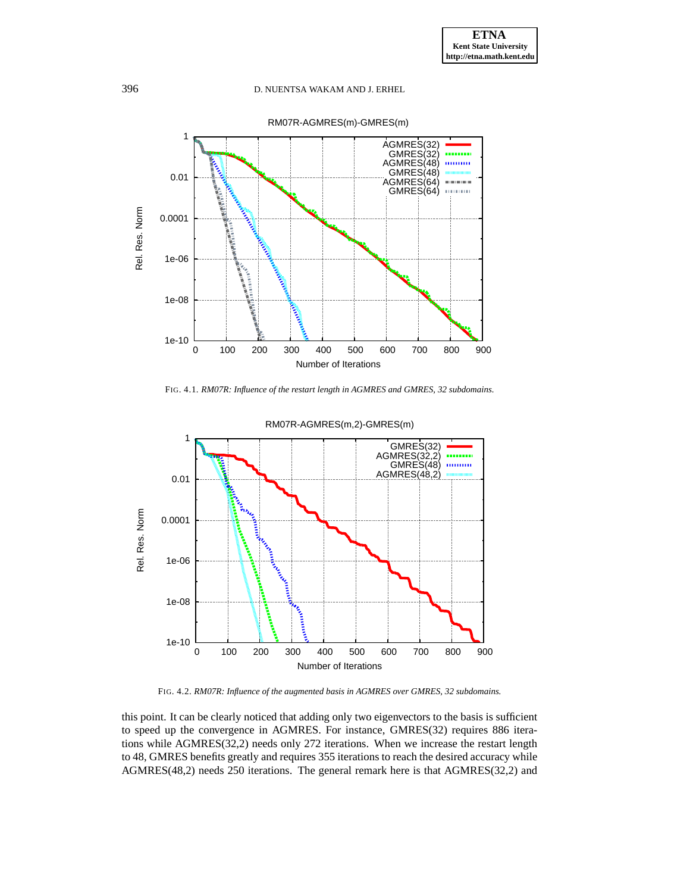FIG. 4.1. *RM07R: Influence of the restart length in AGMRES and GMRES, 32 subdomains.*

FIG. 4.2. *RM07R: Influence of the augmented basis in AGMRES over GMRES, 32 subdomains.*

this point. It can be clearly noticed that adding only two eigenvectors to the basis is sufficient to speed up the convergence in AGMRES. For instance, GMRES(32) requires 886 iterations while AGMRES(32,2) needs only 272 iterations. When we increase the restart length to 48, GMRES benefits greatly and requires 355 iterations to reach the desired accuracy while AGMRES(48,2) needs 250 iterations. The general remark here is that AGMRES(32,2) and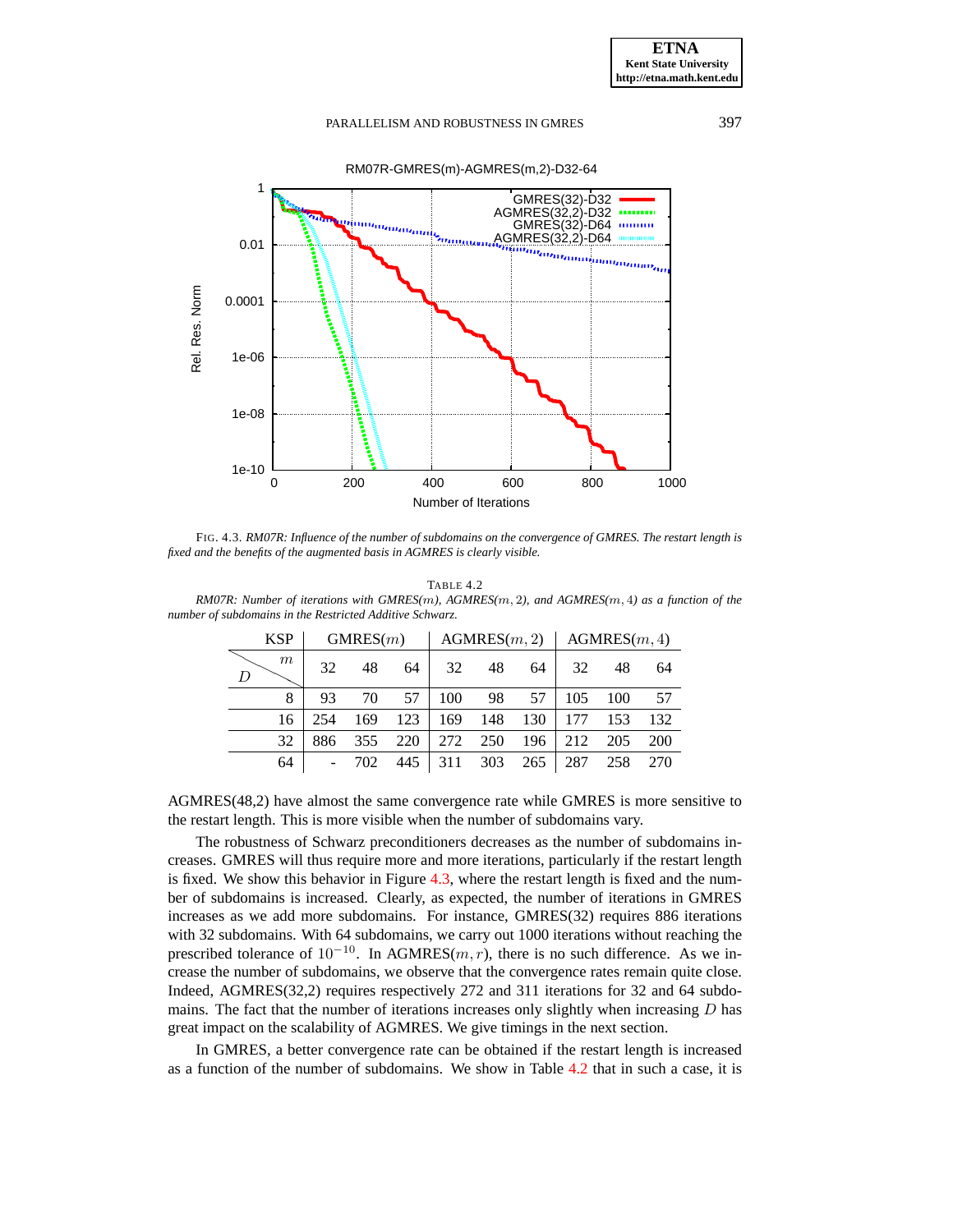FIG. 4.3. *RM07R: Influence of the number of subdomains on the convergence of GMRES. The restart length is fixed and the benefits of the augmented basis in AGMRES is clearly visible.*

TABLE 4.2
*RM07R: Number of iterations with GMRES($m$), AGMRES($m,2$), and AGMRES($m,4$) as a function of the number of subdomains in the Restricted Additive Schwarz.*

| KSP | GMRES($m$) | | | AGMRES($m,2$) | | | AGMRES($m,4$) | | |
|---|---|---|---|---|---|---|---|---|---|
| $D$ \ $m$ | 32 | 48 | 64 | 32 | 48 | 64 | 32 | 48 | 64 |
| 8 | 93 | 70 | 57 | 100 | 98 | 57 | 105 | 100 | 57 |
| 16 | 254 | 169 | 123 | 169 | 148 | 130 | 177 | 153 | 132 |
| 32 | 886 | 355 | 220 | 272 | 250 | 196 | 212 | 205 | 200 |
| 64 | - | 702 | 445 | 311 | 303 | 265 | 287 | 258 | 270 |

AGMRES(48,2) have almost the same convergence rate while GMRES is more sensitive to the restart length. This is more visible when the number of subdomains vary.

The robustness of Schwarz preconditioners decreases as the number of subdomains increases. GMRES will thus require more and more iterations, particularly if the restart length is fixed. We show this behavior in Figure 4.3, where the restart length is fixed and the number of subdomains is increased. Clearly, as expected, the number of iterations in GMRES increases as we add more subdomains. For instance, GMRES(32) requires 886 iterations with 32 subdomains. With 64 subdomains, we carry out 1000 iterations without reaching the prescribed tolerance of $10^{-10}$. In AGMRES($m,r$), there is no such difference. As we increase the number of subdomains, we observe that the convergence rates remain quite close. Indeed, AGMRES(32,2) requires respectively 272 and 311 iterations for 32 and 64 subdomains. The fact that the number of iterations increases only slightly when increasing $D$ has great impact on the scalability of AGMRES. We give timings in the next section.

In GMRES, a better convergence rate can be obtained if the restart length is increased as a function of the number of subdomains. We show in Table 4.2 that in such a case, it is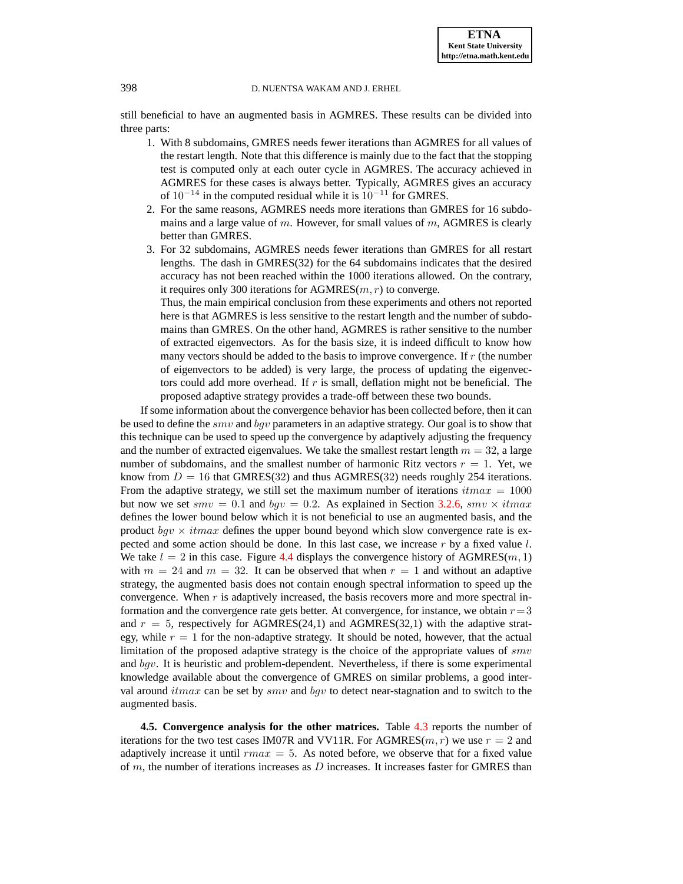still beneficial to have an augmented basis in AGMRES. These results can be divided into three parts:

1. With 8 subdomains, GMRES needs fewer iterations than AGMRES for all values of the restart length. Note that this difference is mainly due to the fact that the stopping test is computed only at each outer cycle in AGMRES. The accuracy achieved in AGMRES for these cases is always better. Typically, AGMRES gives an accuracy of $10^{-14}$ in the computed residual while it is $10^{-11}$ for GMRES.
2. For the same reasons, AGMRES needs more iterations than GMRES for 16 subdomains and a large value of $m$. However, for small values of $m$, AGMRES is clearly better than GMRES.
3. For 32 subdomains, AGMRES needs fewer iterations than GMRES for all restart lengths. The dash in GMRES(32) for the 64 subdomains indicates that the desired accuracy has not been reached within the 1000 iterations allowed. On the contrary, it requires only 300 iterations for AGMRES($m, r$) to converge.

   Thus, the main empirical conclusion from these experiments and others not reported here is that AGMRES is less sensitive to the restart length and the number of subdomains than GMRES. On the other hand, AGMRES is rather sensitive to the number of extracted eigenvectors. As for the basis size, it is indeed difficult to know how many vectors should be added to the basis to improve convergence. If $r$ (the number of eigenvectors to be added) is very large, the process of updating the eigenvectors could add more overhead. If $r$ is small, deflation might not be beneficial. The proposed adaptive strategy provides a trade-off between these two bounds.

If some information about the convergence behavior has been collected before, then it can be used to define the $smv$ and $bgv$ parameters in an adaptive strategy. Our goal is to show that this technique can be used to speed up the convergence by adaptively adjusting the frequency and the number of extracted eigenvalues. We take the smallest restart length $m = 32$, a large number of subdomains, and the smallest number of harmonic Ritz vectors $r = 1$. Yet, we know from $D = 16$ that GMRES(32) and thus AGMRES(32) needs roughly 254 iterations. From the adaptive strategy, we still set the maximum number of iterations $itmax = 1000$ but now we set $smv = 0.1$ and $bgv = 0.2$. As explained in Section 3.2.6, $smv \times itmax$ defines the lower bound below which it is not beneficial to use an augmented basis, and the product $bgv \times itmax$ defines the upper bound beyond which slow convergence rate is expected and some action should be done. In this last case, we increase $r$ by a fixed value $l$. We take $l = 2$ in this case. Figure 4.4 displays the convergence history of AGMRES($m, 1$) with $m = 24$ and $m = 32$. It can be observed that when $r = 1$ and without an adaptive strategy, the augmented basis does not contain enough spectral information to speed up the convergence. When $r$ is adaptively increased, the basis recovers more and more spectral information and the convergence rate gets better. At convergence, for instance, we obtain $r = 3$ and $r = 5$, respectively for AGMRES(24,1) and AGMRES(32,1) with the adaptive strategy, while $r = 1$ for the non-adaptive strategy. It should be noted, however, that the actual limitation of the proposed adaptive strategy is the choice of the appropriate values of $smv$ and $bgv$. It is heuristic and problem-dependent. Nevertheless, if there is some experimental knowledge available about the convergence of GMRES on similar problems, a good interval around $itmax$ can be set by $smv$ and $bgv$ to detect near-stagnation and to switch to the augmented basis.

**4.5. Convergence analysis for the other matrices.** Table 4.3 reports the number of iterations for the two test cases IM07R and VV11R. For AGMRES($m, r$) we use $r = 2$ and adaptively increase it until $rmax = 5$. As noted before, we observe that for a fixed value of $m$, the number of iterations increases as $D$ increases. It increases faster for GMRES than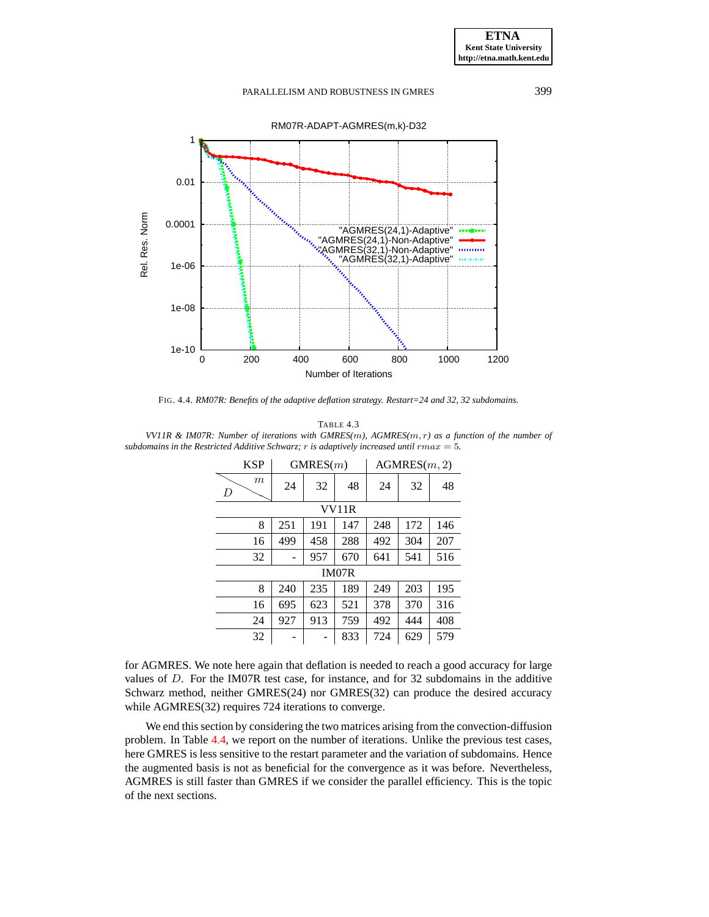FIG. 4.4. *RM07R: Benefits of the adaptive deflation strategy. Restart=24 and 32, 32 subdomains.*

TABLE 4.3
*VV11R & IM07R: Number of iterations with GMRES($m$), AGMRES($m, r$) as a function of the number of subdomains in the Restricted Additive Schwarz; $r$ is adaptively increased until $rmax = 5$.*

| KSP | GMRES($m$) | | | AGMRES($m, 2$) | | |
|---|---|---|---|---|---|---|
| $D$ \ $m$ | 24 | 32 | 48 | 24 | 32 | 48 |
| **VV11R** | | | | | | |
| 8 | 251 | 191 | 147 | 248 | 172 | 146 |
| 16 | 499 | 458 | 288 | 492 | 304 | 207 |
| 32 | - | 957 | 670 | 641 | 541 | 516 |
| **IM07R** | | | | | | |
| 8 | 240 | 235 | 189 | 249 | 203 | 195 |
| 16 | 695 | 623 | 521 | 378 | 370 | 316 |
| 24 | 927 | 913 | 759 | 492 | 444 | 408 |
| 32 | - | - | 833 | 724 | 629 | 579 |

for AGMRES. We note here again that deflation is needed to reach a good accuracy for large values of $D$. For the IM07R test case, for instance, and for 32 subdomains in the additive Schwarz method, neither GMRES(24) nor GMRES(32) can produce the desired accuracy while AGMRES(32) requires 724 iterations to converge.

We end this section by considering the two matrices arising from the convection-diffusion problem. In Table 4.4, we report on the number of iterations. Unlike the previous test cases, here GMRES is less sensitive to the restart parameter and the variation of subdomains. Hence the augmented basis is not as beneficial for the convergence as it was before. Nevertheless, AGMRES is still faster than GMRES if we consider the parallel efficiency. This is the topic of the next sections.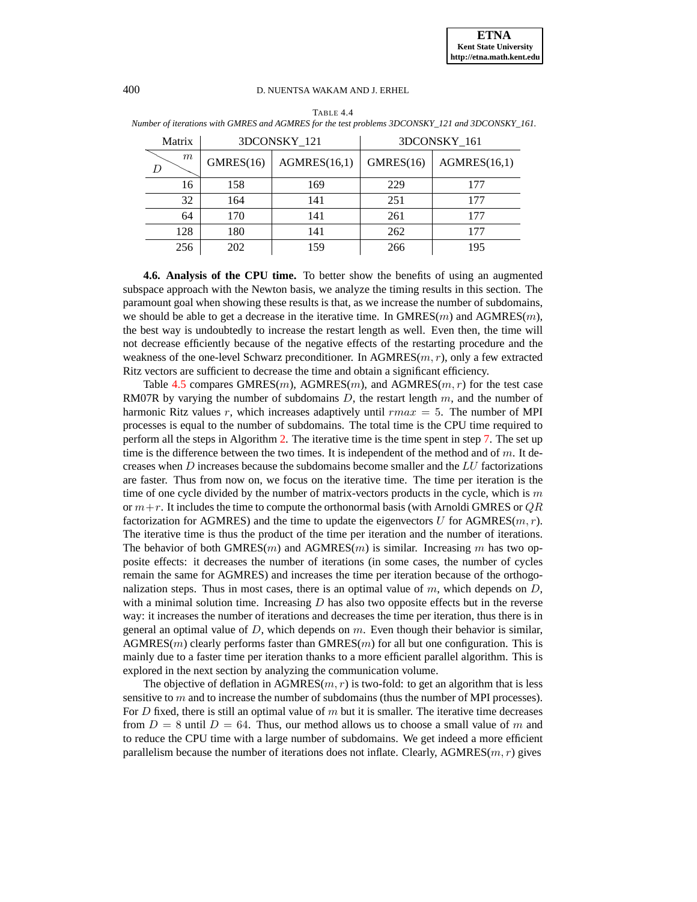TABLE 4.4
*Number of iterations with GMRES and AGMRES for the test problems 3DCONSKY_121 and 3DCONSKY_161.*

| Matrix | 3DCONSKY_121 | | 3DCONSKY_161 | |
|---|---|---|---|---|
| $D$ \ $m$ | GMRES(16) | AGMRES(16,1) | GMRES(16) | AGMRES(16,1) |
| 16 | 158 | 169 | 229 | 177 |
| 32 | 164 | 141 | 251 | 177 |
| 64 | 170 | 141 | 261 | 177 |
| 128 | 180 | 141 | 262 | 177 |
| 256 | 202 | 159 | 266 | 195 |

**4.6. Analysis of the CPU time.** To better show the benefits of using an augmented subspace approach with the Newton basis, we analyze the timing results in this section. The paramount goal when showing these results is that, as we increase the number of subdomains, we should be able to get a decrease in the iterative time. In GMRES($m$) and AGMRES($m$), the best way is undoubtedly to increase the restart length as well. Even then, the time will not decrease efficiently because of the negative effects of the restarting procedure and the weakness of the one-level Schwarz preconditioner. In AGMRES($m, r$), only a few extracted Ritz vectors are sufficient to decrease the time and obtain a significant efficiency.

Table 4.5 compares GMRES($m$), AGMRES($m$), and AGMRES($m, r$) for the test case RM07R by varying the number of subdomains $D$, the restart length $m$, and the number of harmonic Ritz values $r$, which increases adaptively until $rmax = 5$. The number of MPI processes is equal to the number of subdomains. The total time is the CPU time required to perform all the steps in Algorithm 2. The iterative time is the time spent in step 7. The set up time is the difference between the two times. It is independent of the method and of $m$. It decreases when $D$ increases because the subdomains become smaller and the $LU$ factorizations are faster. Thus from now on, we focus on the iterative time. The time per iteration is the time of one cycle divided by the number of matrix-vectors products in the cycle, which is $m$ or $m+r$. It includes the time to compute the orthonormal basis (with Arnoldi GMRES or $QR$ factorization for AGMRES) and the time to update the eigenvectors $U$ for AGMRES($m, r$). The iterative time is thus the product of the time per iteration and the number of iterations. The behavior of both GMRES($m$) and AGMRES($m$) is similar. Increasing $m$ has two opposite effects: it decreases the number of iterations (in some cases, the number of cycles remain the same for AGMRES) and increases the time per iteration because of the orthogonalization steps. Thus in most cases, there is an optimal value of $m$, which depends on $D$, with a minimal solution time. Increasing $D$ has also two opposite effects but in the reverse way: it increases the number of iterations and decreases the time per iteration, thus there is in general an optimal value of $D$, which depends on $m$. Even though their behavior is similar, AGMRES($m$) clearly performs faster than GMRES($m$) for all but one configuration. This is mainly due to a faster time per iteration thanks to a more efficient parallel algorithm. This is explored in the next section by analyzing the communication volume.

The objective of deflation in AGMRES($m, r$) is two-fold: to get an algorithm that is less sensitive to $m$ and to increase the number of subdomains (thus the number of MPI processes). For $D$ fixed, there is still an optimal value of $m$ but it is smaller. The iterative time decreases from $D = 8$ until $D = 64$. Thus, our method allows us to choose a small value of $m$ and to reduce the CPU time with a large number of subdomains. We get indeed a more efficient parallelism because the number of iterations does not inflate. Clearly, AGMRES($m, r$) gives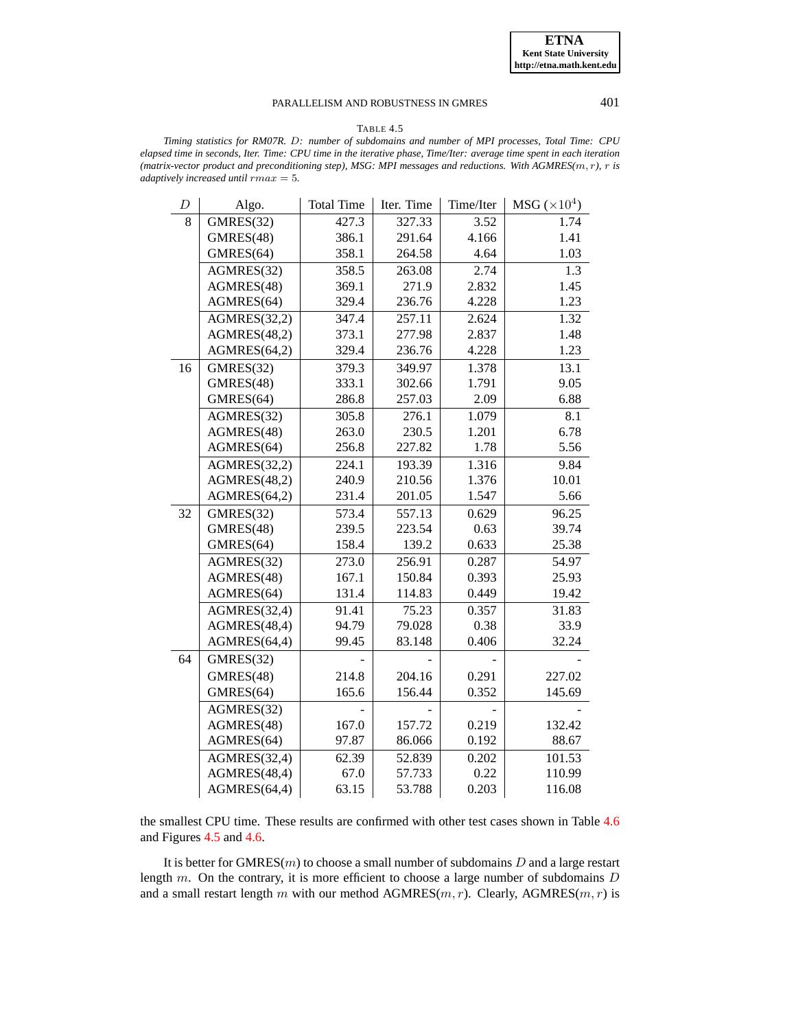TABLE 4.5

*Timing statistics for RM07R. $D$: number of subdomains and number of MPI processes, Total Time: CPU elapsed time in seconds, Iter. Time: CPU time in the iterative phase, Time/Iter: average time spent in each iteration (matrix-vector product and preconditioning step), MSG: MPI messages and reductions. With AGMRES($m, r$), $r$ is adaptively increased until $rmax = 5$.*

| $D$ | Algo. | Total Time | Iter. Time | Time/Iter | MSG ($\times 10^4$) |
|---|---|---|---|---|---|
| 8 | GMRES(32) | 427.3 | 327.33 | 3.52 | 1.74 |
| | GMRES(48) | 386.1 | 291.64 | 4.166 | 1.41 |
| | GMRES(64) | 358.1 | 264.58 | 4.64 | 1.03 |
| | AGMRES(32) | 358.5 | 263.08 | 2.74 | 1.3 |
| | AGMRES(48) | 369.1 | 271.9 | 2.832 | 1.45 |
| | AGMRES(64) | 329.4 | 236.76 | 4.228 | 1.23 |
| | AGMRES(32,2) | 347.4 | 257.11 | 2.624 | 1.32 |
| | AGMRES(48,2) | 373.1 | 277.98 | 2.837 | 1.48 |
| | AGMRES(64,2) | 329.4 | 236.76 | 4.228 | 1.23 |
| 16 | GMRES(32) | 379.3 | 349.97 | 1.378 | 13.1 |
| | GMRES(48) | 333.1 | 302.66 | 1.791 | 9.05 |
| | GMRES(64) | 286.8 | 257.03 | 2.09 | 6.88 |
| | AGMRES(32) | 305.8 | 276.1 | 1.079 | 8.1 |
| | AGMRES(48) | 263.0 | 230.5 | 1.201 | 6.78 |
| | AGMRES(64) | 256.8 | 227.82 | 1.78 | 5.56 |
| | AGMRES(32,2) | 224.1 | 193.39 | 1.316 | 9.84 |
| | AGMRES(48,2) | 240.9 | 210.56 | 1.376 | 10.01 |
| | AGMRES(64,2) | 231.4 | 201.05 | 1.547 | 5.66 |
| 32 | GMRES(32) | 573.4 | 557.13 | 0.629 | 96.25 |
| | GMRES(48) | 239.5 | 223.54 | 0.63 | 39.74 |
| | GMRES(64) | 158.4 | 139.2 | 0.633 | 25.38 |
| | AGMRES(32) | 273.0 | 256.91 | 0.287 | 54.97 |
| | AGMRES(48) | 167.1 | 150.84 | 0.393 | 25.93 |
| | AGMRES(64) | 131.4 | 114.83 | 0.449 | 19.42 |
| | AGMRES(32,4) | 91.41 | 75.23 | 0.357 | 31.83 |
| | AGMRES(48,4) | 94.79 | 79.028 | 0.38 | 33.9 |
| | AGMRES(64,4) | 99.45 | 83.148 | 0.406 | 32.24 |
| 64 | GMRES(32) | - | - | - | - |
| | GMRES(48) | 214.8 | 204.16 | 0.291 | 227.02 |
| | GMRES(64) | 165.6 | 156.44 | 0.352 | 145.69 |
| | AGMRES(32) | - | - | - | - |
| | AGMRES(48) | 167.0 | 157.72 | 0.219 | 132.42 |
| | AGMRES(64) | 97.87 | 86.066 | 0.192 | 88.67 |
| | AGMRES(32,4) | 62.39 | 52.839 | 0.202 | 101.53 |
| | AGMRES(48,4) | 67.0 | 57.733 | 0.22 | 110.99 |
| | AGMRES(64,4) | 63.15 | 53.788 | 0.203 | 116.08 |

the smallest CPU time. These results are confirmed with other test cases shown in Table 4.6 and Figures 4.5 and 4.6.

It is better for GMRES($m$) to choose a small number of subdomains $D$ and a large restart length $m$. On the contrary, it is more efficient to choose a large number of subdomains $D$ and a small restart length $m$ with our method AGMRES($m, r$). Clearly, AGMRES($m, r$) is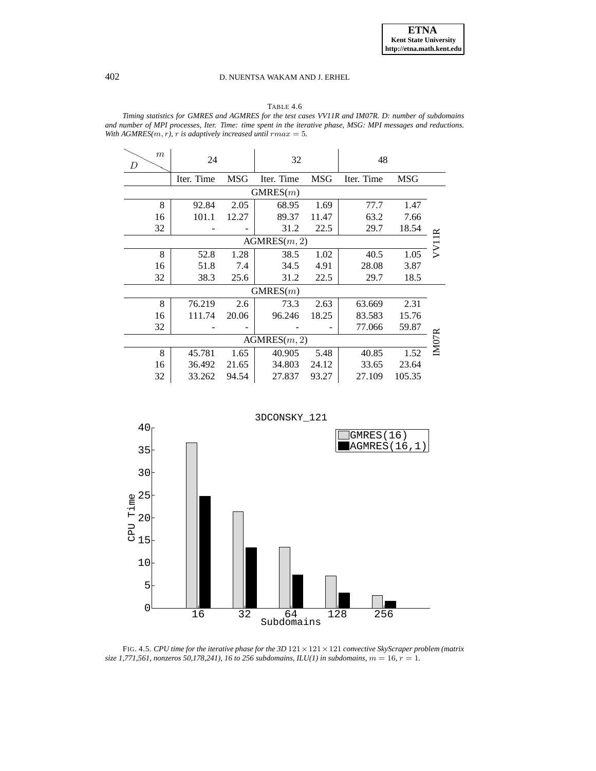TABLE 4.6

*Timing statistics for GMRES and AGMRES for the test cases VV11R and IM07R. D: number of subdomains and number of MPI processes, Iter. Time: time spent in the iterative phase, MSG: MPI messages and reductions. With AGMRES($m, r$), $r$ is adaptively increased until $rmax = 5$.*

| $D$ \ $m$ | 24 | | 32 | | 48 | | |
|---|---|---|---|---|---|---|---|
| | Iter. Time | MSG | Iter. Time | MSG | Iter. Time | MSG | |
| GMRES($m$) | | | | | | | VV11R |
| 8 | 92.84 | 2.05 | 68.95 | 1.69 | 77.7 | 1.47 | |
| 16 | 101.1 | 12.27 | 89.37 | 11.47 | 63.2 | 7.66 | |
| 32 | - | - | 31.2 | 22.5 | 29.7 | 18.54 | |
| AGMRES($m$, 2) | | | | | | | |
| 8 | 52.8 | 1.28 | 38.5 | 1.02 | 40.5 | 1.05 | |
| 16 | 51.8 | 7.4 | 34.5 | 4.91 | 28.08 | 3.87 | |
| 32 | 38.3 | 25.6 | 31.2 | 22.5 | 29.7 | 18.5 | |
| GMRES($m$) | | | | | | | IM07R |
| 8 | 76.219 | 2.6 | 73.3 | 2.63 | 63.669 | 2.31 | |
| 16 | 111.74 | 20.06 | 96.246 | 18.25 | 83.583 | 15.76 | |
| 32 | - | - | - | - | 77.066 | 59.87 | |
| AGMRES($m$, 2) | | | | | | | |
| 8 | 45.781 | 1.65 | 40.905 | 5.48 | 40.85 | 1.52 | |
| 16 | 36.492 | 21.65 | 34.803 | 24.12 | 33.65 | 23.64 | |
| 32 | 33.262 | 94.54 | 27.837 | 93.27 | 27.109 | 105.35 | |

FIG. 4.5. *CPU time for the iterative phase for the 3D $121 \times 121 \times 121$ convective SkyScraper problem (matrix size 1,771,561, nonzeros 50,178,241), 16 to 256 subdomains, ILU(1) in subdomains, $m = 16$, $r = 1$.*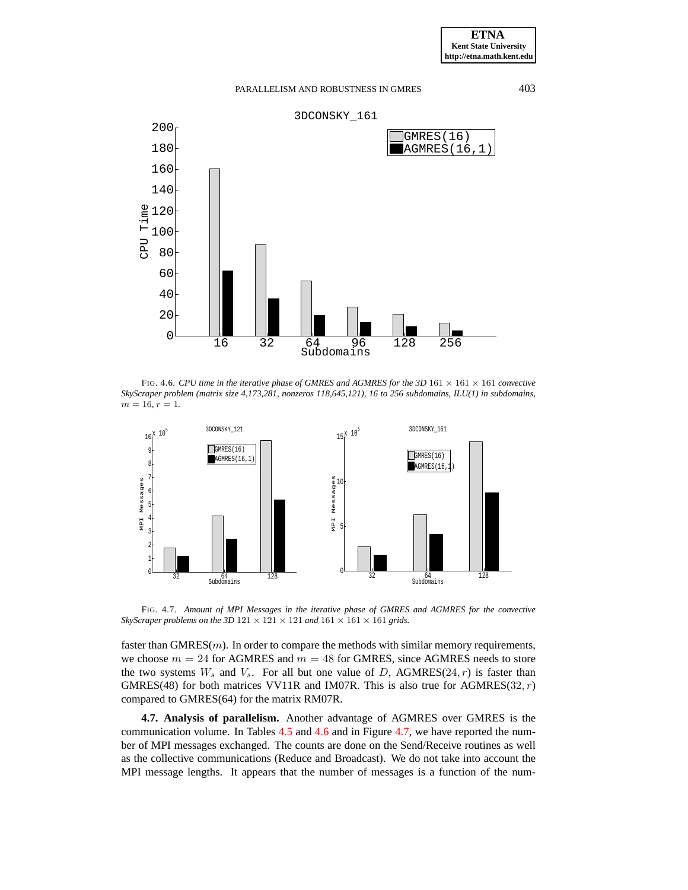FIG. 4.6. *CPU time in the iterative phase of GMRES and AGMRES for the 3D* $161 \times 161 \times 161$ *convective SkyScraper problem (matrix size 4,173,281, nonzeros 118,645,121), 16 to 256 subdomains, ILU(1) in subdomains,* $m = 16, r = 1$.

FIG. 4.7. *Amount of MPI Messages in the iterative phase of GMRES and AGMRES for the convective SkyScraper problems on the 3D* $121 \times 121 \times 121$ *and* $161 \times 161 \times 161$ *grids.*

faster than GMRES($m$). In order to compare the methods with similar memory requirements, we choose $m = 24$ for AGMRES and $m = 48$ for GMRES, since AGMRES needs to store the two systems $W_s$ and $V_s$. For all but one value of $D$, AGMRES$(24, r)$ is faster than GMRES(48) for both matrices VV11R and IM07R. This is also true for AGMRES$(32, r)$ compared to GMRES(64) for the matrix RM07R.

**4.7. Analysis of parallelism.** Another advantage of AGMRES over GMRES is the communication volume. In Tables 4.5 and 4.6 and in Figure 4.7, we have reported the number of MPI messages exchanged. The counts are done on the Send/Receive routines as well as the collective communications (Reduce and Broadcast). We do not take into account the MPI message lengths. It appears that the number of messages is a function of the num-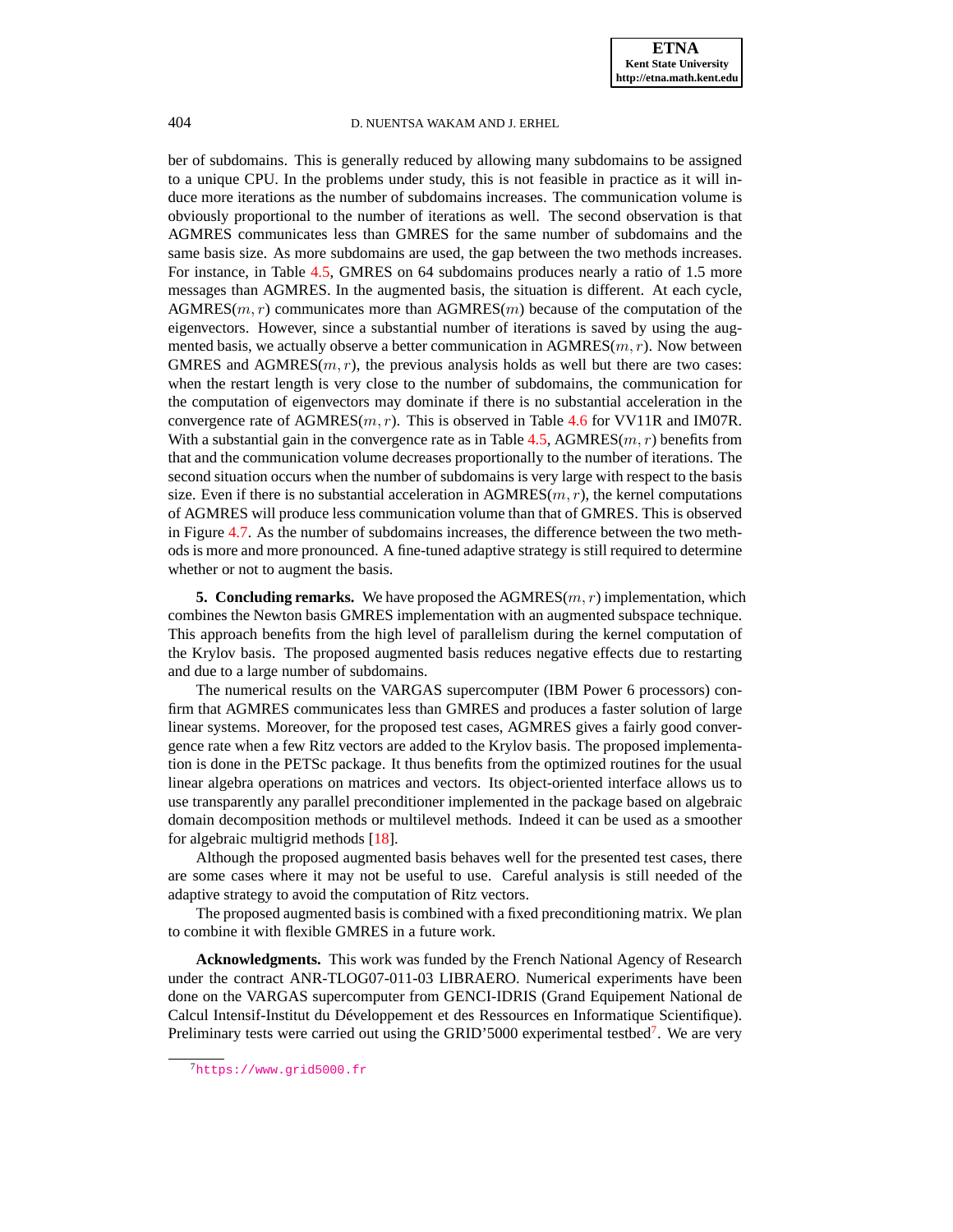ber of subdomains. This is generally reduced by allowing many subdomains to be assigned to a unique CPU. In the problems under study, this is not feasible in practice as it will induce more iterations as the number of subdomains increases. The communication volume is obviously proportional to the number of iterations as well. The second observation is that AGMRES communicates less than GMRES for the same number of subdomains and the same basis size. As more subdomains are used, the gap between the two methods increases. For instance, in Table 4.5, GMRES on 64 subdomains produces nearly a ratio of 1.5 more messages than AGMRES. In the augmented basis, the situation is different. At each cycle, AGMRES($m, r$) communicates more than AGMRES($m$) because of the computation of the eigenvectors. However, since a substantial number of iterations is saved by using the augmented basis, we actually observe a better communication in AGMRES($m, r$). Now between GMRES and AGMRES($m, r$), the previous analysis holds as well but there are two cases: when the restart length is very close to the number of subdomains, the communication for the computation of eigenvectors may dominate if there is no substantial acceleration in the convergence rate of AGMRES($m, r$). This is observed in Table 4.6 for VV11R and IM07R. With a substantial gain in the convergence rate as in Table 4.5, AGMRES($m, r$) benefits from that and the communication volume decreases proportionally to the number of iterations. The second situation occurs when the number of subdomains is very large with respect to the basis size. Even if there is no substantial acceleration in AGMRES($m, r$), the kernel computations of AGMRES will produce less communication volume than that of GMRES. This is observed in Figure 4.7. As the number of subdomains increases, the difference between the two methods is more and more pronounced. A fine-tuned adaptive strategy is still required to determine whether or not to augment the basis.

## 5. Concluding remarks.

We have proposed the AGMRES($m, r$) implementation, which combines the Newton basis GMRES implementation with an augmented subspace technique. This approach benefits from the high level of parallelism during the kernel computation of the Krylov basis. The proposed augmented basis reduces negative effects due to restarting and due to a large number of subdomains.

The numerical results on the VARGAS supercomputer (IBM Power 6 processors) confirm that AGMRES communicates less than GMRES and produces a faster solution of large linear systems. Moreover, for the proposed test cases, AGMRES gives a fairly good convergence rate when a few Ritz vectors are added to the Krylov basis. The proposed implementation is done in the PETSc package. It thus benefits from the optimized routines for the usual linear algebra operations on matrices and vectors. Its object-oriented interface allows us to use transparently any parallel preconditioner implemented in the package based on algebraic domain decomposition methods or multilevel methods. Indeed it can be used as a smoother for algebraic multigrid methods [18].

Although the proposed augmented basis behaves well for the presented test cases, there are some cases where it may not be useful to use. Careful analysis is still needed of the adaptive strategy to avoid the computation of Ritz vectors.

The proposed augmented basis is combined with a fixed preconditioning matrix. We plan to combine it with flexible GMRES in a future work.

**Acknowledgments.** This work was funded by the French National Agency of Research under the contract ANR-TLOG07-011-03 LIBRAERO. Numerical experiments have been done on the VARGAS supercomputer from GENCI-IDRIS (Grand Equipement National de Calcul Intensif-Institut du Développement et des Ressources en Informatique Scientifique). Preliminary tests were carried out using the GRID'5000 experimental testbed[7]. We are very

[7] https://www.grid5000.fr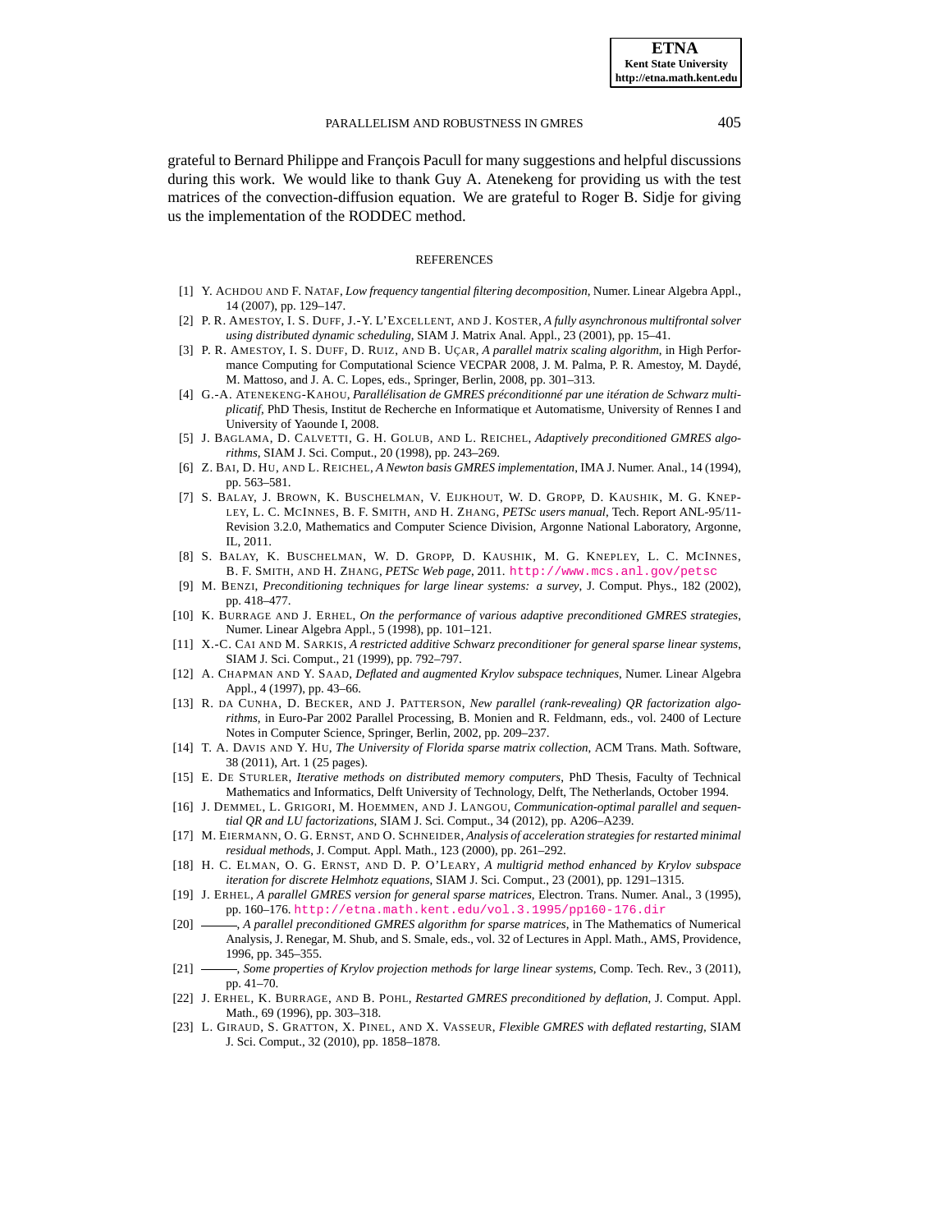grateful to Bernard Philippe and François Pacull for many suggestions and helpful discussions during this work. We would like to thank Guy A. Atenekeng for providing us with the test matrices of the convection-diffusion equation. We are grateful to Roger B. Sidje for giving us the implementation of the RODDEC method.

## REFERENCES

[1] Y. Achdou and F. Nataf, *Low frequency tangential filtering decomposition*, Numer. Linear Algebra Appl., 14 (2007), pp. 129–147.

[2] P. R. Amestoy, I. S. Duff, J.-Y. L'Excellent, and J. Koster, *A fully asynchronous multifrontal solver using distributed dynamic scheduling*, SIAM J. Matrix Anal. Appl., 23 (2001), pp. 15–41.

[3] P. R. Amestoy, I. S. Duff, D. Ruiz, and B. Uçar, *A parallel matrix scaling algorithm*, in High Performance Computing for Computational Science VECPAR 2008, J. M. Palma, P. R. Amestoy, M. Daydé, M. Mattoso, and J. A. C. Lopes, eds., Springer, Berlin, 2008, pp. 301–313.

[4] G.-A. Atenekeng-Kahou, *Parallélisation de GMRES préconditionné par une itération de Schwarz multiplicatif*, PhD Thesis, Institut de Recherche en Informatique et Automatisme, University of Rennes I and University of Yaounde I, 2008.

[5] J. Baglama, D. Calvetti, G. H. Golub, and L. Reichel, *Adaptively preconditioned GMRES algorithms*, SIAM J. Sci. Comput., 20 (1998), pp. 243–269.

[6] Z. Bai, D. Hu, and L. Reichel, *A Newton basis GMRES implementation*, IMA J. Numer. Anal., 14 (1994), pp. 563–581.

[7] S. Balay, J. Brown, K. Buschelman, V. Eijkhout, W. D. Gropp, D. Kaushik, M. G. Knepley, L. C. McInnes, B. F. Smith, and H. Zhang, *PETSc users manual*, Tech. Report ANL-95/11-Revision 3.2.0, Mathematics and Computer Science Division, Argonne National Laboratory, Argonne, IL, 2011.

[8] S. Balay, K. Buschelman, W. D. Gropp, D. Kaushik, M. G. Knepley, L. C. McInnes, B. F. Smith, and H. Zhang, *PETSc Web page*, 2011. http://www.mcs.anl.gov/petsc

[9] M. Benzi, *Preconditioning techniques for large linear systems: a survey*, J. Comput. Phys., 182 (2002), pp. 418–477.

[10] K. Burrage and J. Erhel, *On the performance of various adaptive preconditioned GMRES strategies*, Numer. Linear Algebra Appl., 5 (1998), pp. 101–121.

[11] X.-C. Cai and M. Sarkis, *A restricted additive Schwarz preconditioner for general sparse linear systems*, SIAM J. Sci. Comput., 21 (1999), pp. 792–797.

[12] A. Chapman and Y. Saad, *Deflated and augmented Krylov subspace techniques*, Numer. Linear Algebra Appl., 4 (1997), pp. 43–66.

[13] R. da Cunha, D. Becker, and J. Patterson, *New parallel (rank-revealing) QR factorization algorithms*, in Euro-Par 2002 Parallel Processing, B. Monien and R. Feldmann, eds., vol. 2400 of Lecture Notes in Computer Science, Springer, Berlin, 2002, pp. 209–237.

[14] T. A. Davis and Y. Hu, *The University of Florida sparse matrix collection*, ACM Trans. Math. Software, 38 (2011), Art. 1 (25 pages).

[15] E. De Sturler, *Iterative methods on distributed memory computers*, PhD Thesis, Faculty of Technical Mathematics and Informatics, Delft University of Technology, Delft, The Netherlands, October 1994.

[16] J. Demmel, L. Grigori, M. Hoemmen, and J. Langou, *Communication-optimal parallel and sequential QR and LU factorizations*, SIAM J. Sci. Comput., 34 (2012), pp. A206–A239.

[17] M. Eiermann, O. G. Ernst, and O. Schneider, *Analysis of acceleration strategies for restarted minimal residual methods*, J. Comput. Appl. Math., 123 (2000), pp. 261–292.

[18] H. C. Elman, O. G. Ernst, and D. P. O'Leary, *A multigrid method enhanced by Krylov subspace iteration for discrete Helmhotz equations*, SIAM J. Sci. Comput., 23 (2001), pp. 1291–1315.

[19] J. Erhel, *A parallel GMRES version for general sparse matrices*, Electron. Trans. Numer. Anal., 3 (1995), pp. 160–176. http://etna.math.kent.edu/vol.3.1995/pp160-176.dir

[20] ———, *A parallel preconditioned GMRES algorithm for sparse matrices*, in The Mathematics of Numerical Analysis, J. Renegar, M. Shub, and S. Smale, eds., vol. 32 of Lectures in Appl. Math., AMS, Providence, 1996, pp. 345–355.

[21] ———, *Some properties of Krylov projection methods for large linear systems*, Comp. Tech. Rev., 3 (2011), pp. 41–70.

[22] J. Erhel, K. Burrage, and B. Pohl, *Restarted GMRES preconditioned by deflation*, J. Comput. Appl. Math., 69 (1996), pp. 303–318.

[23] L. Giraud, S. Gratton, X. Pinel, and X. Vasseur, *Flexible GMRES with deflated restarting*, SIAM J. Sci. Comput., 32 (2010), pp. 1858–1878.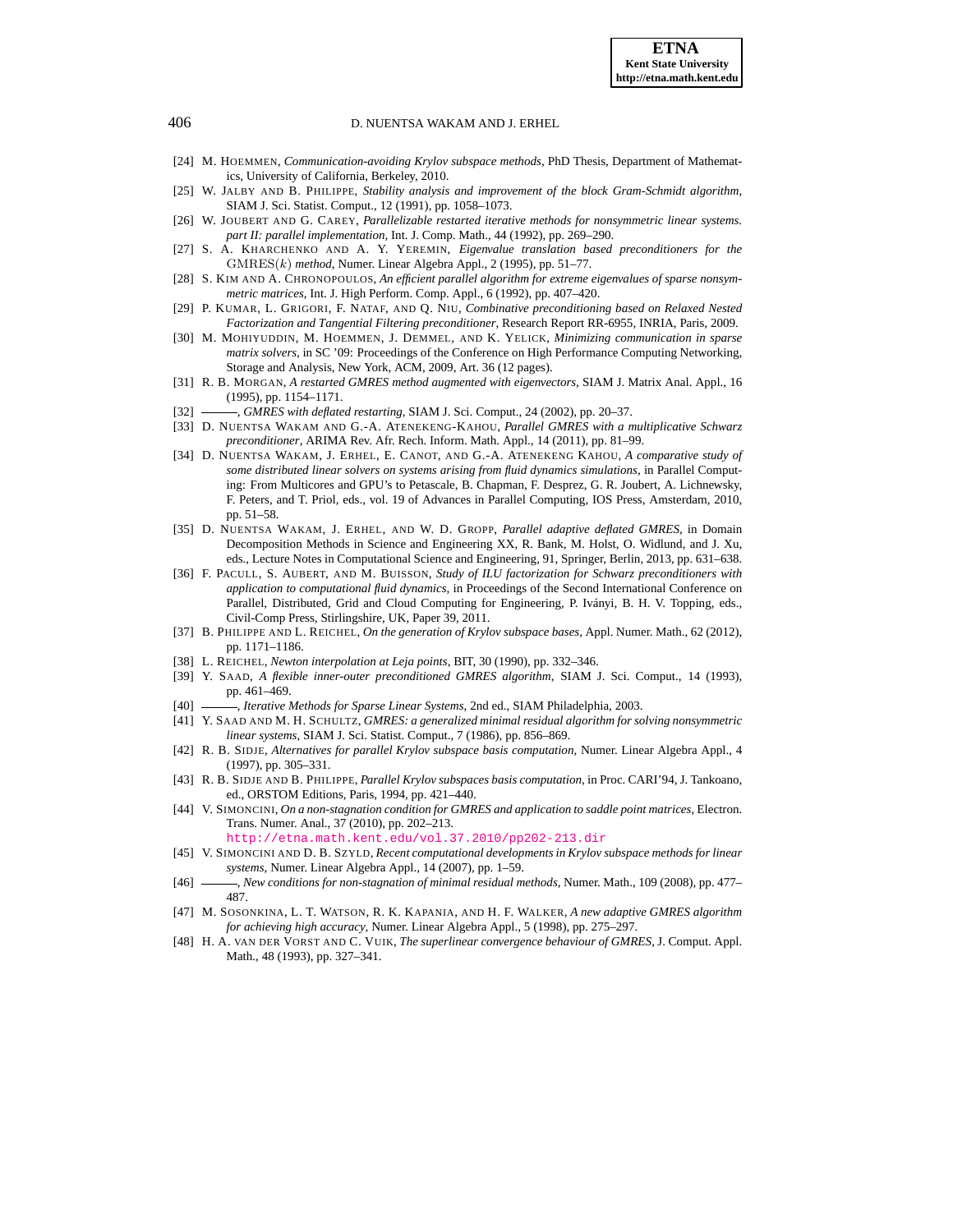[24] M. Hoemmen, *Communication-avoiding Krylov subspace methods*, PhD Thesis, Department of Mathematics, University of California, Berkeley, 2010.

[25] W. Jalby and B. Philippe, *Stability analysis and improvement of the block Gram-Schmidt algorithm*, SIAM J. Sci. Statist. Comput., 12 (1991), pp. 1058–1073.

[26] W. Joubert and G. Carey, *Parallelizable restarted iterative methods for nonsymmetric linear systems. part II: parallel implementation*, Int. J. Comp. Math., 44 (1992), pp. 269–290.

[27] S. A. Kharchenko and A. Y. Yeremin, *Eigenvalue translation based preconditioners for the* $\mathrm{GMRES}(k)$ *method*, Numer. Linear Algebra Appl., 2 (1995), pp. 51–77.

[28] S. Kim and A. Chronopoulos, *An efficient parallel algorithm for extreme eigenvalues of sparse nonsymmetric matrices*, Int. J. High Perform. Comp. Appl., 6 (1992), pp. 407–420.

[29] P. Kumar, L. Grigori, F. Nataf, and Q. Niu, *Combinative preconditioning based on Relaxed Nested Factorization and Tangential Filtering preconditioner*, Research Report RR-6955, INRIA, Paris, 2009.

[30] M. Mohiyuddin, M. Hoemmen, J. Demmel, and K. Yelick, *Minimizing communication in sparse matrix solvers*, in SC '09: Proceedings of the Conference on High Performance Computing Networking, Storage and Analysis, New York, ACM, 2009, Art. 36 (12 pages).

[31] R. B. Morgan, *A restarted GMRES method augmented with eigenvectors*, SIAM J. Matrix Anal. Appl., 16 (1995), pp. 1154–1171.

[32] ———, *GMRES with deflated restarting*, SIAM J. Sci. Comput., 24 (2002), pp. 20–37.

[33] D. Nuentsa Wakam and G.-A. Atenekeng-Kahou, *Parallel GMRES with a multiplicative Schwarz preconditioner*, ARIMA Rev. Afr. Rech. Inform. Math. Appl., 14 (2011), pp. 81–99.

[34] D. Nuentsa Wakam, J. Erhel, E. Canot, and G.-A. Atenekeng Kahou, *A comparative study of some distributed linear solvers on systems arising from fluid dynamics simulations*, in Parallel Computing: From Multicores and GPU's to Petascale, B. Chapman, F. Desprez, G. R. Joubert, A. Lichnewsky, F. Peters, and T. Priol, eds., vol. 19 of Advances in Parallel Computing, IOS Press, Amsterdam, 2010, pp. 51–58.

[35] D. Nuentsa Wakam, J. Erhel, and W. D. Gropp, *Parallel adaptive deflated GMRES*, in Domain Decomposition Methods in Science and Engineering XX, R. Bank, M. Holst, O. Widlund, and J. Xu, eds., Lecture Notes in Computational Science and Engineering, 91, Springer, Berlin, 2013, pp. 631–638.

[36] F. Pacull, S. Aubert, and M. Buisson, *Study of ILU factorization for Schwarz preconditioners with application to computational fluid dynamics*, in Proceedings of the Second International Conference on Parallel, Distributed, Grid and Cloud Computing for Engineering, P. Iványi, B. H. V. Topping, eds., Civil-Comp Press, Stirlingshire, UK, Paper 39, 2011.

[37] B. Philippe and L. Reichel, *On the generation of Krylov subspace bases*, Appl. Numer. Math., 62 (2012), pp. 1171–1186.

[38] L. Reichel, *Newton interpolation at Leja points*, BIT, 30 (1990), pp. 332–346.

[39] Y. Saad, *A flexible inner-outer preconditioned GMRES algorithm*, SIAM J. Sci. Comput., 14 (1993), pp. 461–469.

[40] ———, *Iterative Methods for Sparse Linear Systems*, 2nd ed., SIAM Philadelphia, 2003.

[41] Y. Saad and M. H. Schultz, *GMRES: a generalized minimal residual algorithm for solving nonsymmetric linear systems*, SIAM J. Sci. Statist. Comput., 7 (1986), pp. 856–869.

[42] R. B. Sidje, *Alternatives for parallel Krylov subspace basis computation*, Numer. Linear Algebra Appl., 4 (1997), pp. 305–331.

[43] R. B. Sidje and B. Philippe, *Parallel Krylov subspaces basis computation*, in Proc. CARI'94, J. Tankoano, ed., ORSTOM Editions, Paris, 1994, pp. 421–440.

[44] V. Simoncini, *On a non-stagnation condition for GMRES and application to saddle point matrices*, Electron. Trans. Numer. Anal., 37 (2010), pp. 202–213.
http://etna.math.kent.edu/vol.37.2010/pp202-213.dir

[45] V. Simoncini and D. B. Szyld, *Recent computational developments in Krylov subspace methods for linear systems*, Numer. Linear Algebra Appl., 14 (2007), pp. 1–59.

[46] ———, *New conditions for non-stagnation of minimal residual methods*, Numer. Math., 109 (2008), pp. 477–487.

[47] M. Sosonkina, L. T. Watson, R. K. Kapania, and H. F. Walker, *A new adaptive GMRES algorithm for achieving high accuracy*, Numer. Linear Algebra Appl., 5 (1998), pp. 275–297.

[48] H. A. van der Vorst and C. Vuik, *The superlinear convergence behaviour of GMRES*, J. Comput. Appl. Math., 48 (1993), pp. 327–341.